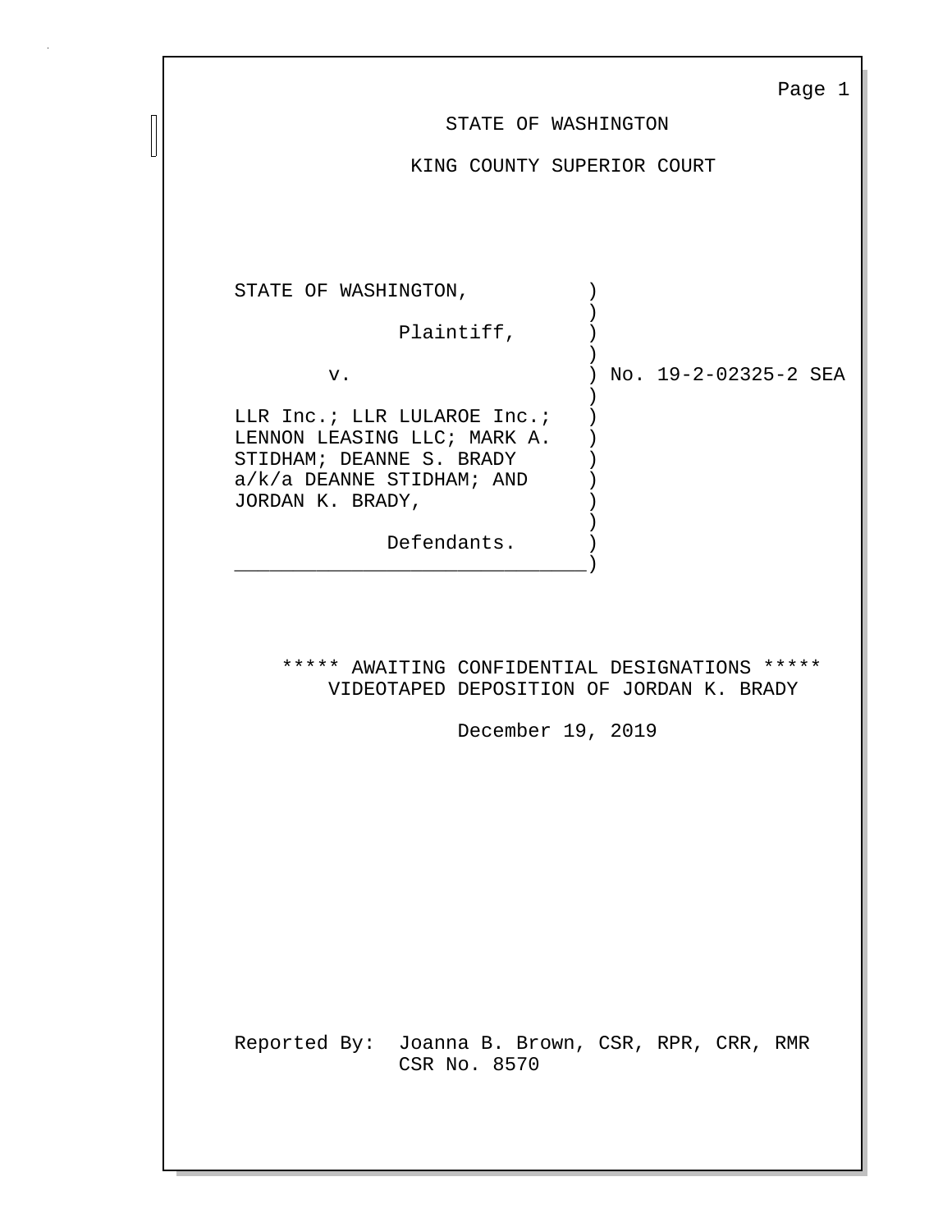STATE OF WASHINGTON

KING COUNTY SUPERIOR COURT

```
STATE OF WASHINGTON,          )
                              )
             Plaintiff,       )
                              )
       v.                     ) No. 19-2-02325-2 SEA
                              )
LLR Inc.; LLR LULAROE Inc.;   )
LENNON LEASING LLC; MARK A.   )
STIDHAM; DEANNE S. BRADY      )
a/k/a DEANNE STIDHAM; AND     )
JORDAN K. BRADY,              )
                              )
            Defendants.       )
______________________________)
```

***** AWAITING CONFIDENTIAL DESIGNATIONS *****

VIDEOTAPED DEPOSITION OF JORDAN K. BRADY

December 19, 2019

Reported By: Joanna B. Brown, CSR, RPR, CRR, RMR
CSR No. 8570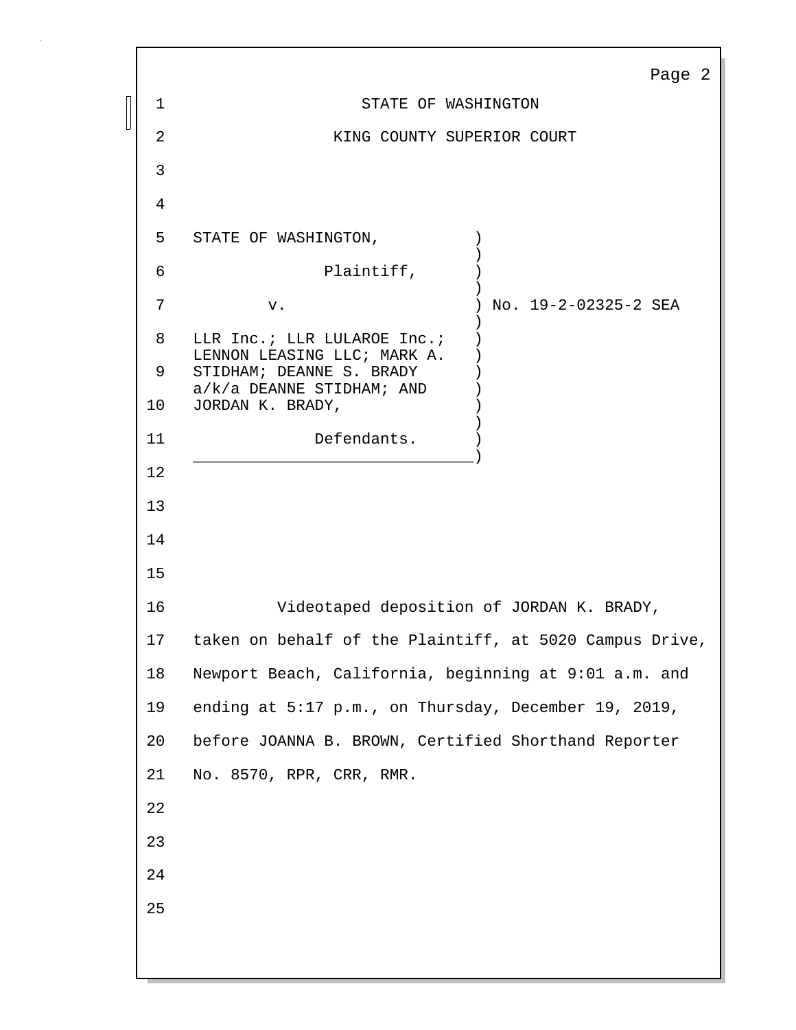STATE OF WASHINGTON

KING COUNTY SUPERIOR COURT

| | |
|---|---|
| STATE OF WASHINGTON,<br><br>Plaintiff,<br><br>v.<br><br>LLR Inc.; LLR LULAROE Inc.; LENNON LEASING LLC; MARK A. STIDHAM; DEANNE S. BRADY a/k/a DEANNE STIDHAM; AND JORDAN K. BRADY,<br><br>Defendants. | No. 19-2-02325-2 SEA |

Videotaped deposition of JORDAN K. BRADY, taken on behalf of the Plaintiff, at 5020 Campus Drive, Newport Beach, California, beginning at 9:01 a.m. and ending at 5:17 p.m., on Thursday, December 19, 2019, before JOANNA B. BROWN, Certified Shorthand Reporter No. 8570, RPR, CRR, RMR.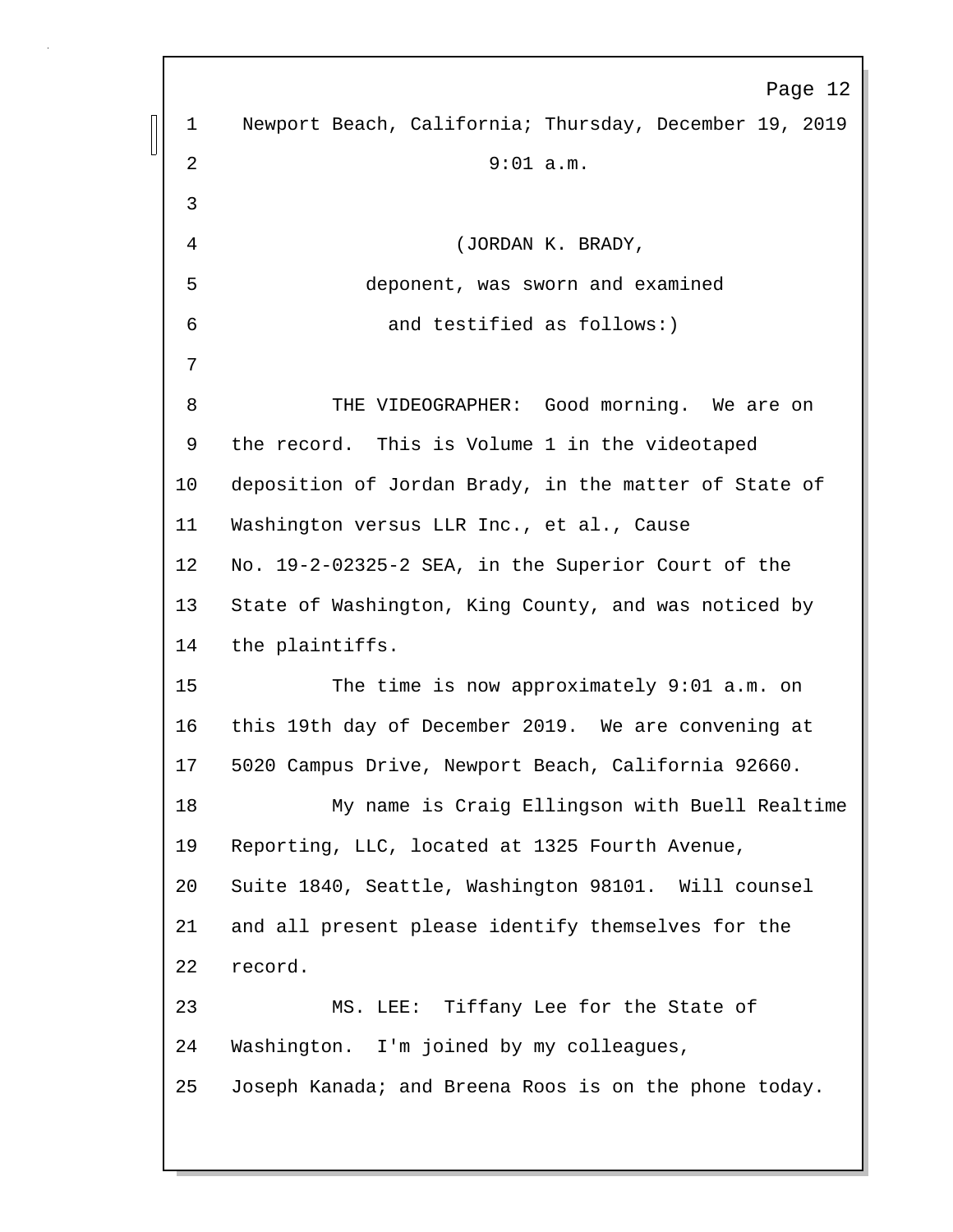Newport Beach, California; Thursday, December 19, 2019

9:01 a.m.

(JORDAN K. BRADY,
deponent, was sworn and examined
and testified as follows:)

THE VIDEOGRAPHER: Good morning. We are on the record. This is Volume 1 in the videotaped deposition of Jordan Brady, in the matter of State of Washington versus LLR Inc., et al., Cause No. 19-2-02325-2 SEA, in the Superior Court of the State of Washington, King County, and was noticed by the plaintiffs.

The time is now approximately 9:01 a.m. on this 19th day of December 2019. We are convening at 5020 Campus Drive, Newport Beach, California 92660.

My name is Craig Ellingson with Buell Realtime Reporting, LLC, located at 1325 Fourth Avenue, Suite 1840, Seattle, Washington 98101. Will counsel and all present please identify themselves for the record.

MS. LEE: Tiffany Lee for the State of Washington. I'm joined by my colleagues, Joseph Kanada; and Breena Roos is on the phone today.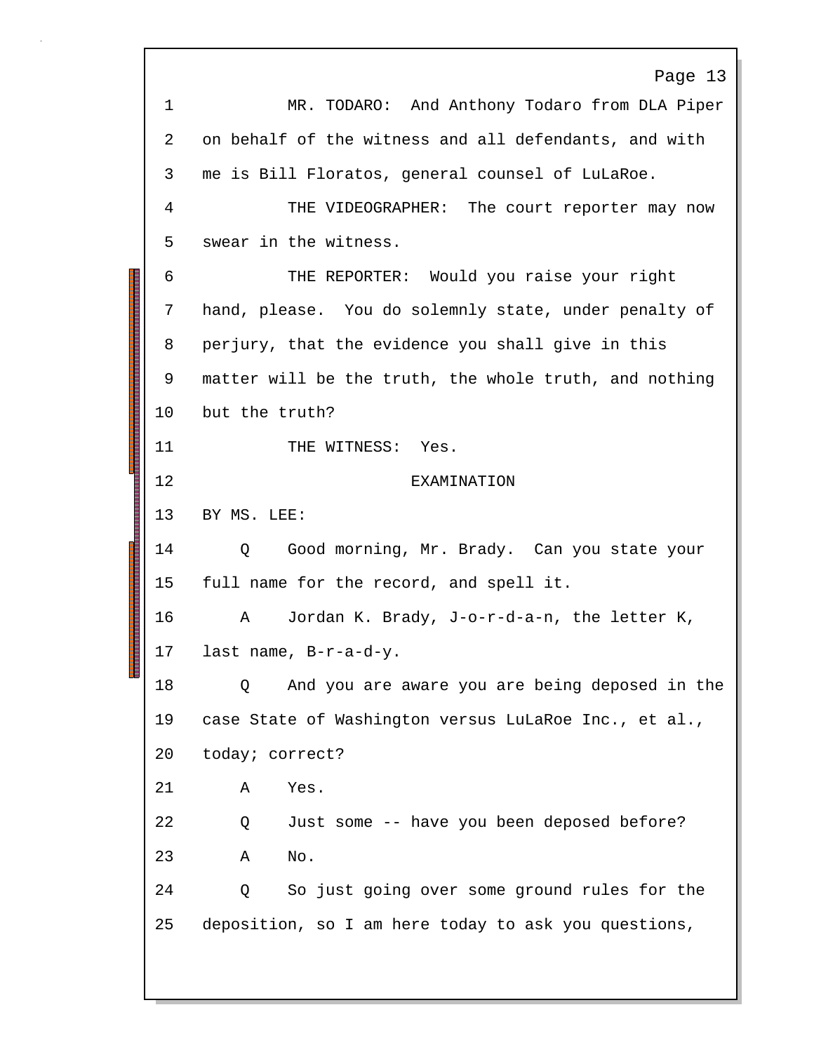1 MR. TODARO: And Anthony Todaro from DLA Piper
2 on behalf of the witness and all defendants, and with
3 me is Bill Floratos, general counsel of LuLaRoe.
4 THE VIDEOGRAPHER: The court reporter may now
5 swear in the witness.
6 THE REPORTER: Would you raise your right
7 hand, please. You do solemnly state, under penalty of
8 perjury, that the evidence you shall give in this
9 matter will be the truth, the whole truth, and nothing
10 but the truth?
11 THE WITNESS: Yes.
12 EXAMINATION
13 BY MS. LEE:
14 Q Good morning, Mr. Brady. Can you state your
15 full name for the record, and spell it.
16 A Jordan K. Brady, J-o-r-d-a-n, the letter K,
17 last name, B-r-a-d-y.
18 Q And you are aware you are being deposed in the
19 case State of Washington versus LuLaRoe Inc., et al.,
20 today; correct?
21 A Yes.
22 Q Just some -- have you been deposed before?
23 A No.
24 Q So just going over some ground rules for the
25 deposition, so I am here today to ask you questions,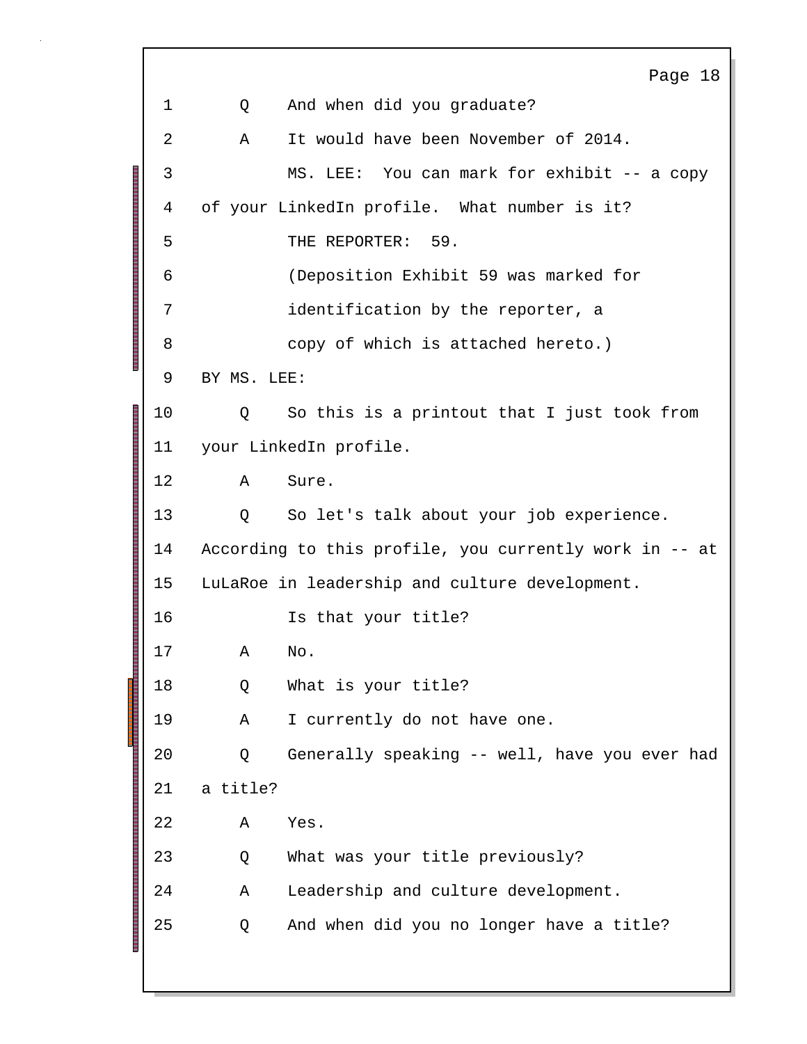1 Q And when did you graduate?

2 A It would have been November of 2014.

3 MS. LEE: You can mark for exhibit -- a copy

4 of your LinkedIn profile. What number is it?

5 THE REPORTER: 59.

6 (Deposition Exhibit 59 was marked for

7 identification by the reporter, a

8 copy of which is attached hereto.)

9 BY MS. LEE:

10 Q So this is a printout that I just took from

11 your LinkedIn profile.

12 A Sure.

13 Q So let's talk about your job experience.

14 According to this profile, you currently work in -- at

15 LuLaRoe in leadership and culture development.

16 Is that your title?

17 A No.

18 Q What is your title?

19 A I currently do not have one.

20 Q Generally speaking -- well, have you ever had

21 a title?

22 A Yes.

23 Q What was your title previously?

24 A Leadership and culture development.

25 Q And when did you no longer have a title?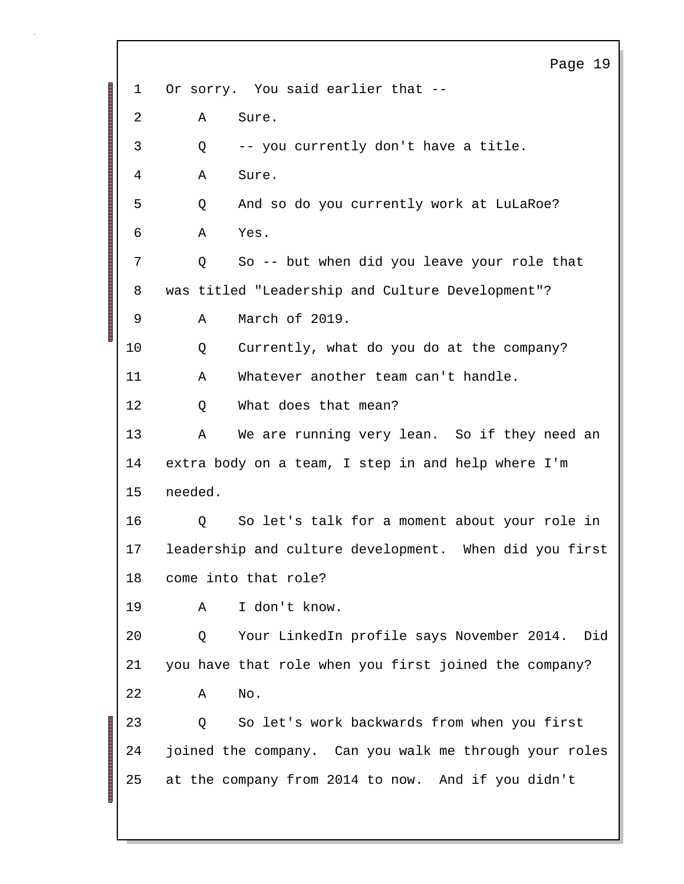1 Or sorry. You said earlier that --

2 A Sure.

3 Q -- you currently don't have a title.

4 A Sure.

5 Q And so do you currently work at LuLaRoe?

6 A Yes.

7 Q So -- but when did you leave your role that

8 was titled "Leadership and Culture Development"?

9 A March of 2019.

10 Q Currently, what do you do at the company?

11 A Whatever another team can't handle.

12 Q What does that mean?

13 A We are running very lean. So if they need an

14 extra body on a team, I step in and help where I'm

15 needed.

16 Q So let's talk for a moment about your role in

17 leadership and culture development. When did you first

18 come into that role?

19 A I don't know.

20 Q Your LinkedIn profile says November 2014. Did

21 you have that role when you first joined the company?

22 A No.

23 Q So let's work backwards from when you first

24 joined the company. Can you walk me through your roles

25 at the company from 2014 to now. And if you didn't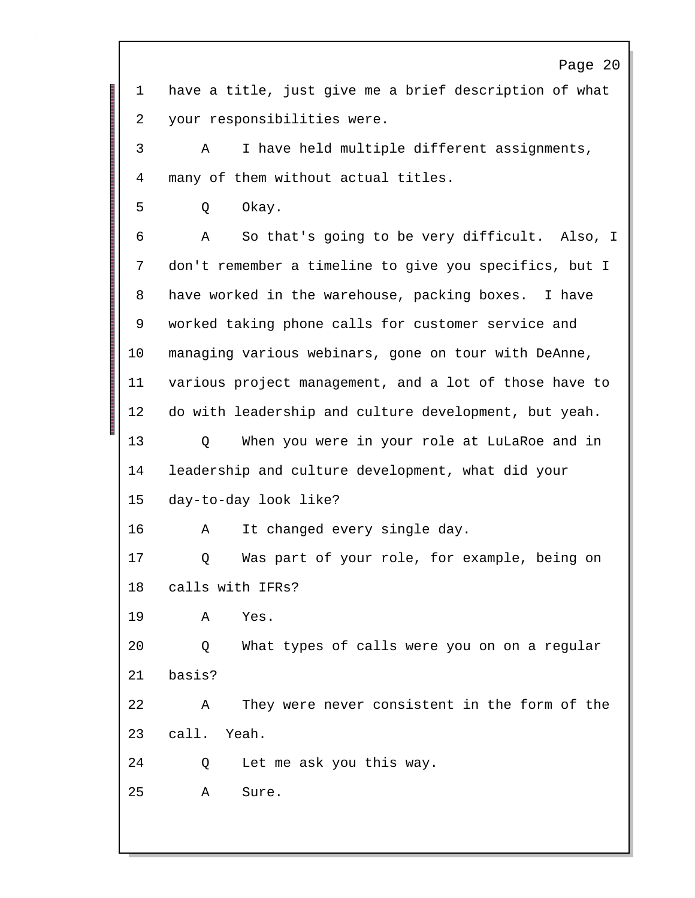1 have a title, just give me a brief description of what
2 your responsibilities were.
3 A I have held multiple different assignments,
4 many of them without actual titles.
5 Q Okay.
6 A So that's going to be very difficult. Also, I
7 don't remember a timeline to give you specifics, but I
8 have worked in the warehouse, packing boxes. I have
9 worked taking phone calls for customer service and
10 managing various webinars, gone on tour with DeAnne,
11 various project management, and a lot of those have to
12 do with leadership and culture development, but yeah.
13 Q When you were in your role at LuLaRoe and in
14 leadership and culture development, what did your
15 day-to-day look like?
16 A It changed every single day.
17 Q Was part of your role, for example, being on
18 calls with IFRs?
19 A Yes.
20 Q What types of calls were you on on a regular
21 basis?
22 A They were never consistent in the form of the
23 call. Yeah.
24 Q Let me ask you this way.
25 A Sure.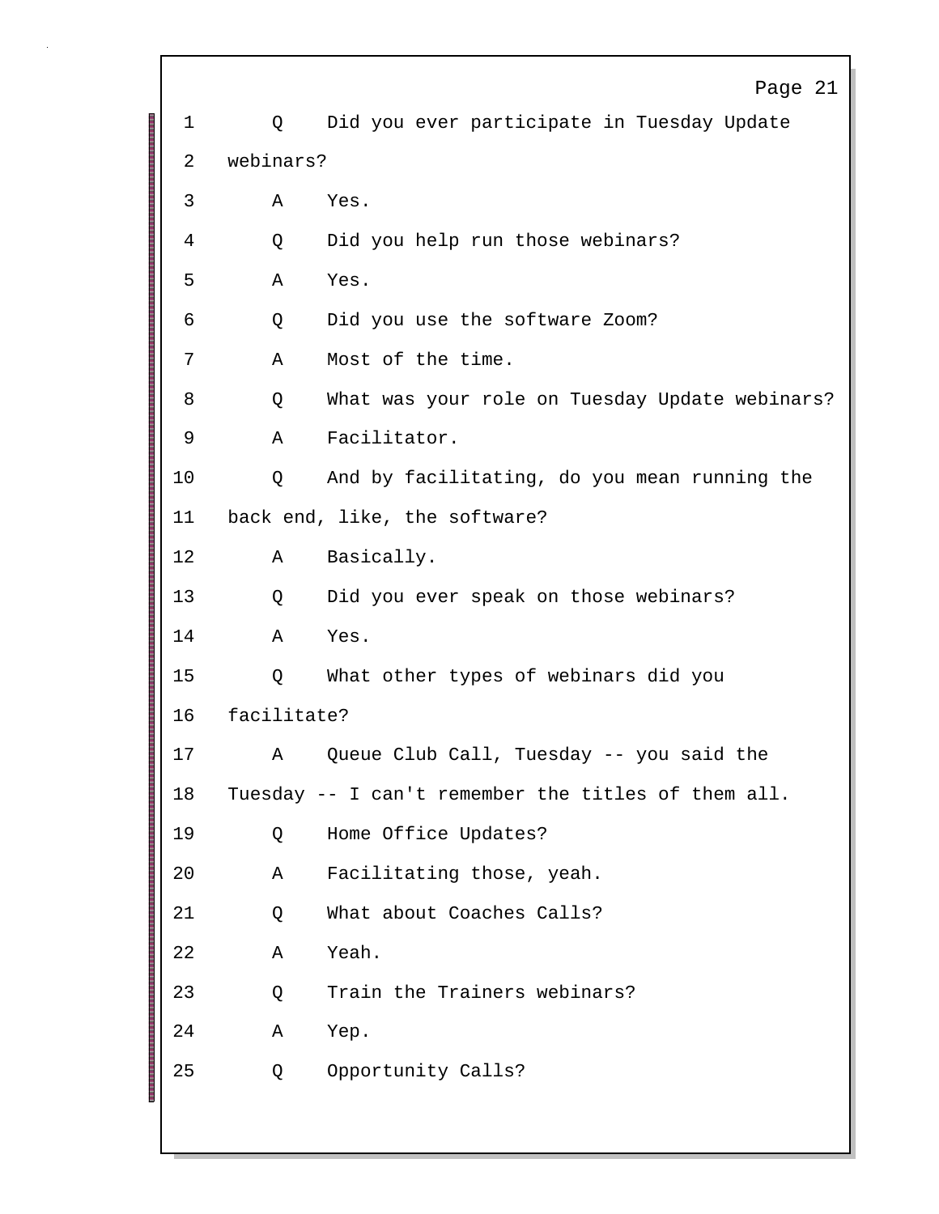1 Q Did you ever participate in Tuesday Update
2 webinars?
3 A Yes.
4 Q Did you help run those webinars?
5 A Yes.
6 Q Did you use the software Zoom?
7 A Most of the time.
8 Q What was your role on Tuesday Update webinars?
9 A Facilitator.
10 Q And by facilitating, do you mean running the
11 back end, like, the software?
12 A Basically.
13 Q Did you ever speak on those webinars?
14 A Yes.
15 Q What other types of webinars did you
16 facilitate?
17 A Queue Club Call, Tuesday -- you said the
18 Tuesday -- I can't remember the titles of them all.
19 Q Home Office Updates?
20 A Facilitating those, yeah.
21 Q What about Coaches Calls?
22 A Yeah.
23 Q Train the Trainers webinars?
24 A Yep.
25 Q Opportunity Calls?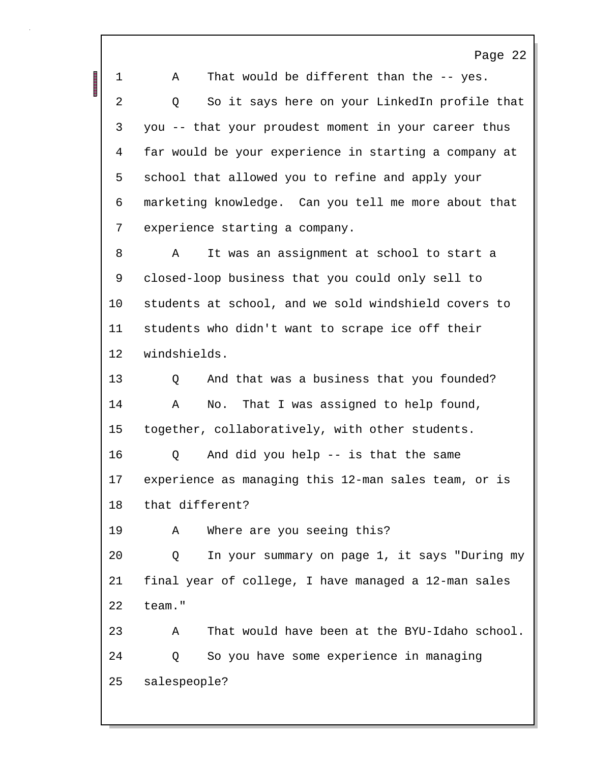1 A That would be different than the -- yes.

2 Q So it says here on your LinkedIn profile that

3 you -- that your proudest moment in your career thus

4 far would be your experience in starting a company at

5 school that allowed you to refine and apply your

6 marketing knowledge. Can you tell me more about that

7 experience starting a company.

8 A It was an assignment at school to start a

9 closed-loop business that you could only sell to

10 students at school, and we sold windshield covers to

11 students who didn't want to scrape ice off their

12 windshields.

13 Q And that was a business that you founded?

14 A No. That I was assigned to help found,

15 together, collaboratively, with other students.

16 Q And did you help -- is that the same

17 experience as managing this 12-man sales team, or is

18 that different?

19 A Where are you seeing this?

20 Q In your summary on page 1, it says "During my

21 final year of college, I have managed a 12-man sales

22 team."

23 A That would have been at the BYU-Idaho school.

24 Q So you have some experience in managing

25 salespeople?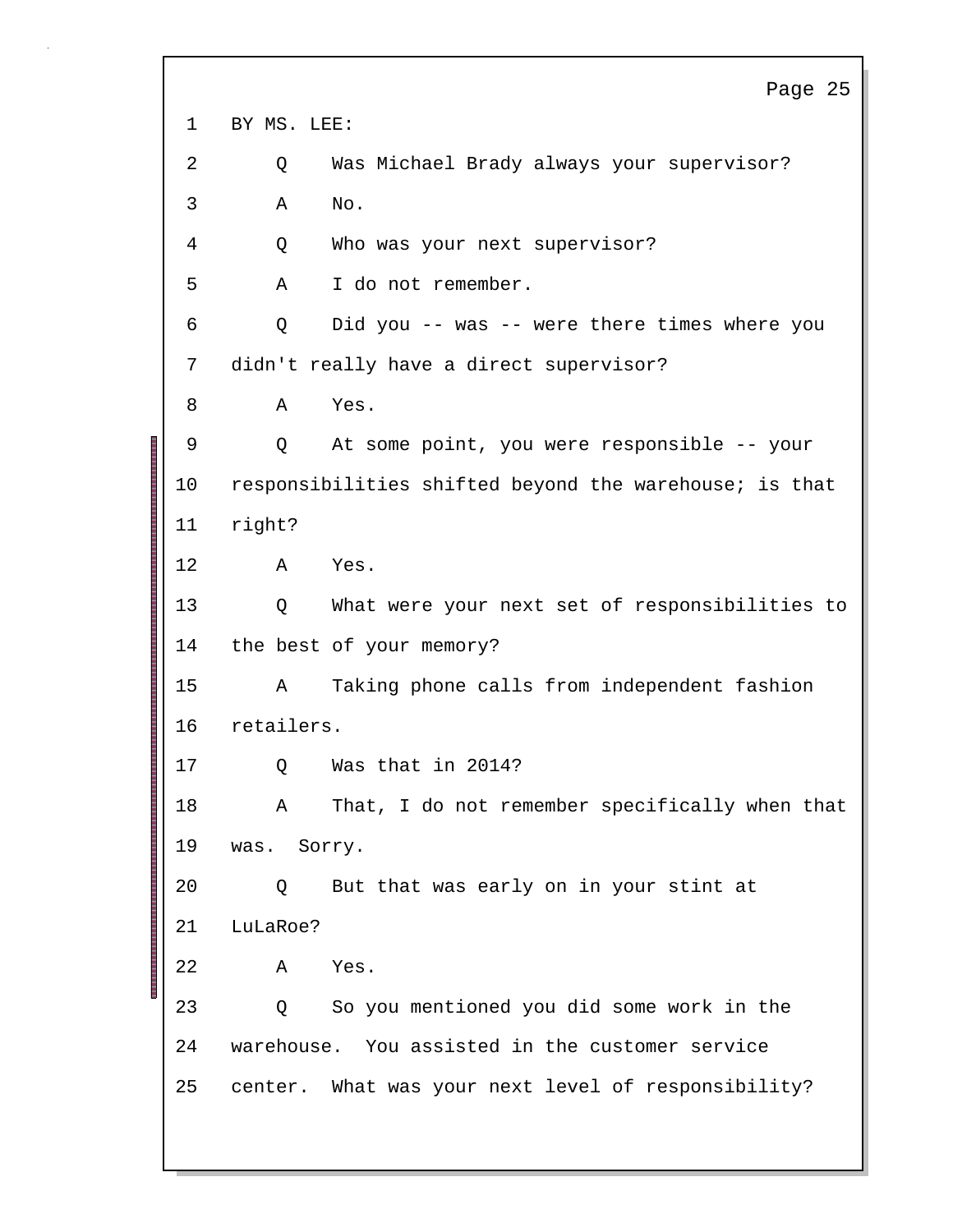BY MS. LEE:

Q Was Michael Brady always your supervisor?

A No.

Q Who was your next supervisor?

A I do not remember.

Q Did you -- was -- were there times where you didn't really have a direct supervisor?

A Yes.

Q At some point, you were responsible -- your responsibilities shifted beyond the warehouse; is that right?

A Yes.

Q What were your next set of responsibilities to the best of your memory?

A Taking phone calls from independent fashion retailers.

Q Was that in 2014?

A That, I do not remember specifically when that was. Sorry.

Q But that was early on in your stint at LuLaRoe?

A Yes.

Q So you mentioned you did some work in the warehouse. You assisted in the customer service center. What was your next level of responsibility?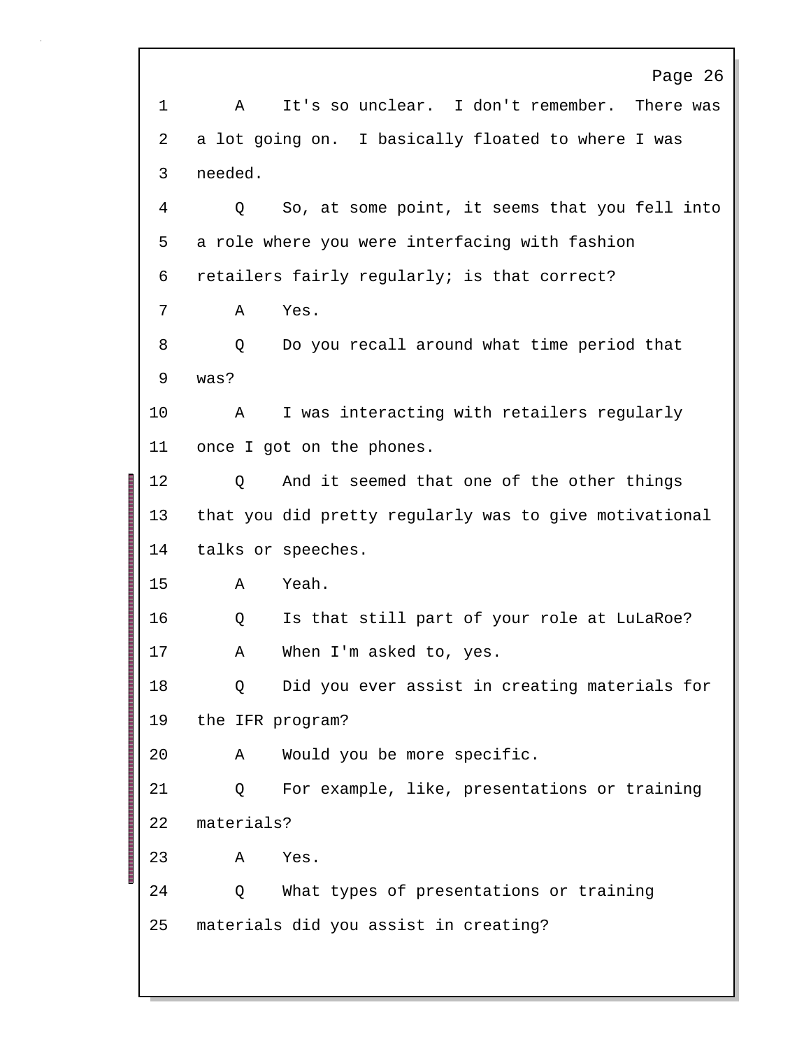1 A It's so unclear. I don't remember. There was
2 a lot going on. I basically floated to where I was
3 needed.
4 Q So, at some point, it seems that you fell into
5 a role where you were interfacing with fashion
6 retailers fairly regularly; is that correct?
7 A Yes.
8 Q Do you recall around what time period that
9 was?
10 A I was interacting with retailers regularly
11 once I got on the phones.
12 Q And it seemed that one of the other things
13 that you did pretty regularly was to give motivational
14 talks or speeches.
15 A Yeah.
16 Q Is that still part of your role at LuLaRoe?
17 A When I'm asked to, yes.
18 Q Did you ever assist in creating materials for
19 the IFR program?
20 A Would you be more specific.
21 Q For example, like, presentations or training
22 materials?
23 A Yes.
24 Q What types of presentations or training
25 materials did you assist in creating?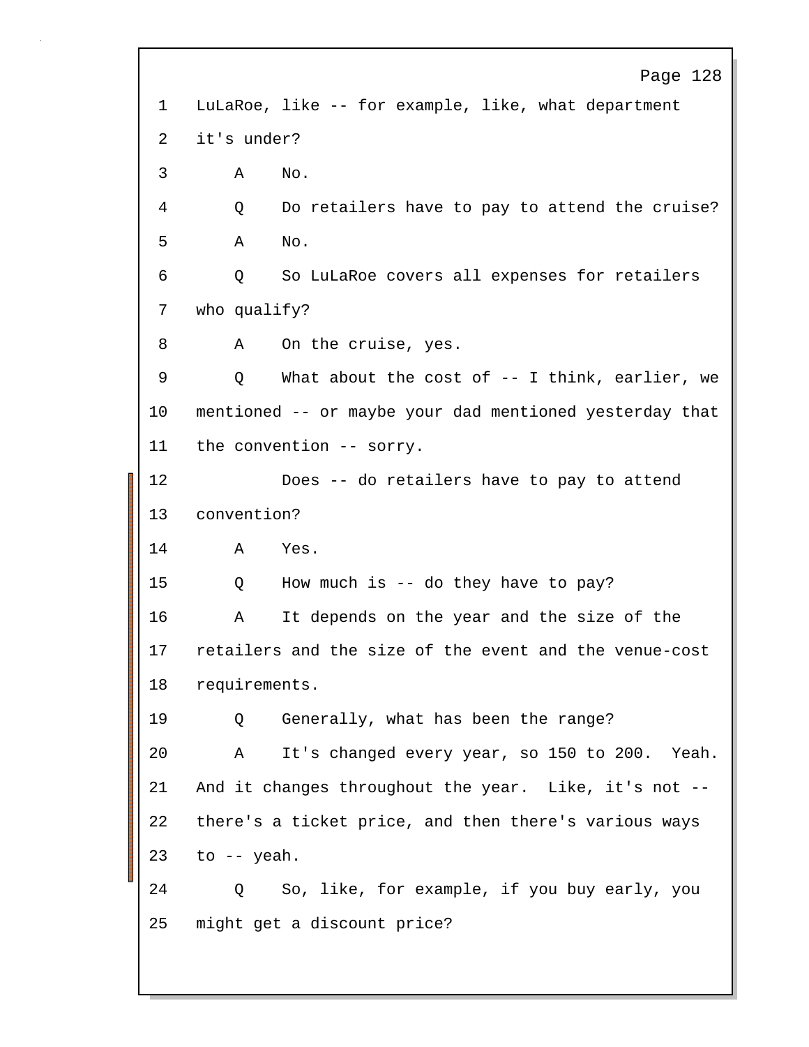1 LuLaRoe, like -- for example, like, what department
2 it's under?
3 A No.
4 Q Do retailers have to pay to attend the cruise?
5 A No.
6 Q So LuLaRoe covers all expenses for retailers
7 who qualify?
8 A On the cruise, yes.
9 Q What about the cost of -- I think, earlier, we
10 mentioned -- or maybe your dad mentioned yesterday that
11 the convention -- sorry.
12 Does -- do retailers have to pay to attend
13 convention?
14 A Yes.
15 Q How much is -- do they have to pay?
16 A It depends on the year and the size of the
17 retailers and the size of the event and the venue-cost
18 requirements.
19 Q Generally, what has been the range?
20 A It's changed every year, so 150 to 200. Yeah.
21 And it changes throughout the year. Like, it's not --
22 there's a ticket price, and then there's various ways
23 to -- yeah.
24 Q So, like, for example, if you buy early, you
25 might get a discount price?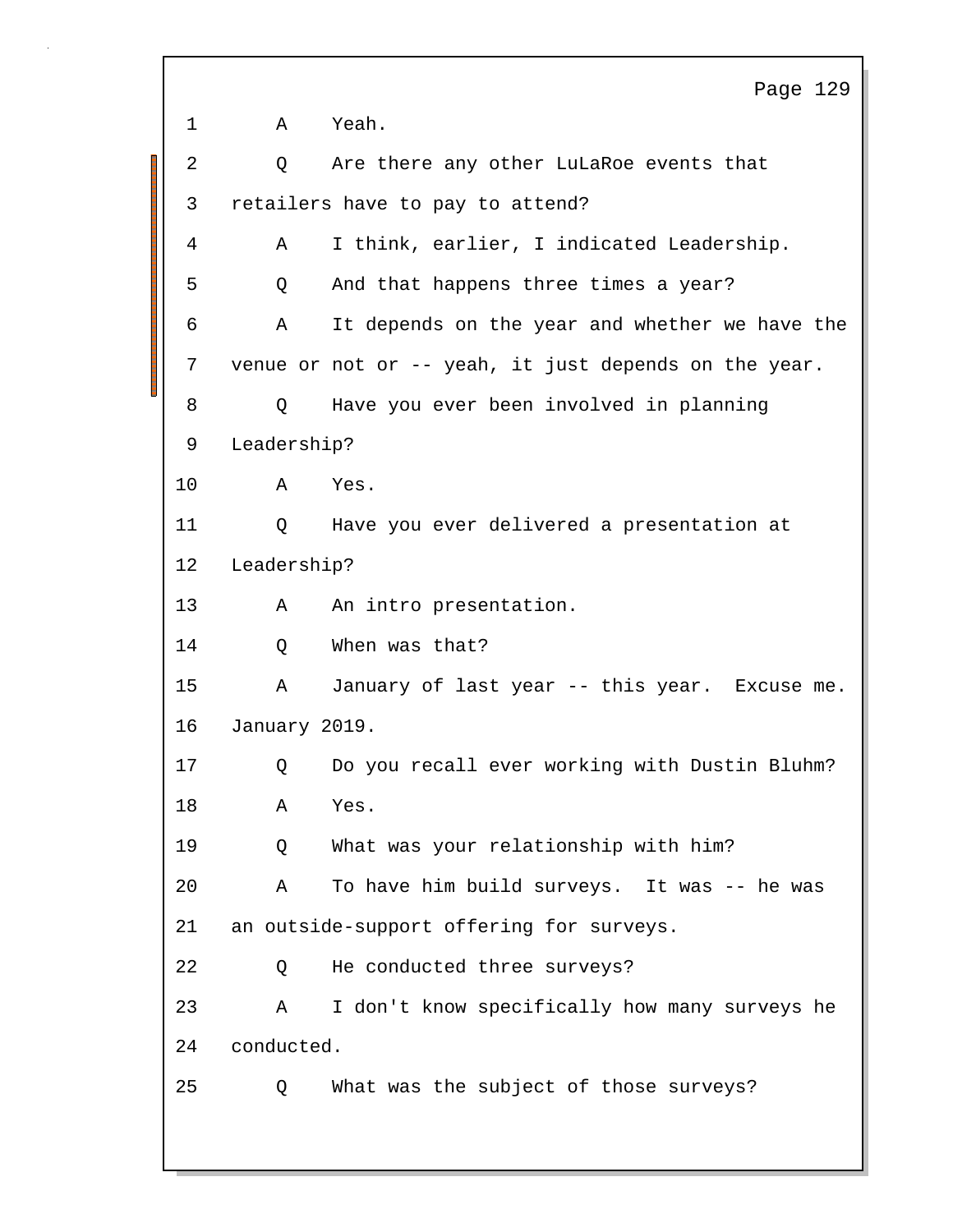1 A Yeah.

2 Q Are there any other LuLaRoe events that

3 retailers have to pay to attend?

4 A I think, earlier, I indicated Leadership.

5 Q And that happens three times a year?

6 A It depends on the year and whether we have the

7 venue or not or -- yeah, it just depends on the year.

8 Q Have you ever been involved in planning

9 Leadership?

10 A Yes.

11 Q Have you ever delivered a presentation at

12 Leadership?

13 A An intro presentation.

14 Q When was that?

15 A January of last year -- this year. Excuse me.

16 January 2019.

17 Q Do you recall ever working with Dustin Bluhm?

18 A Yes.

19 Q What was your relationship with him?

20 A To have him build surveys. It was -- he was

21 an outside-support offering for surveys.

22 Q He conducted three surveys?

23 A I don't know specifically how many surveys he

24 conducted.

25 Q What was the subject of those surveys?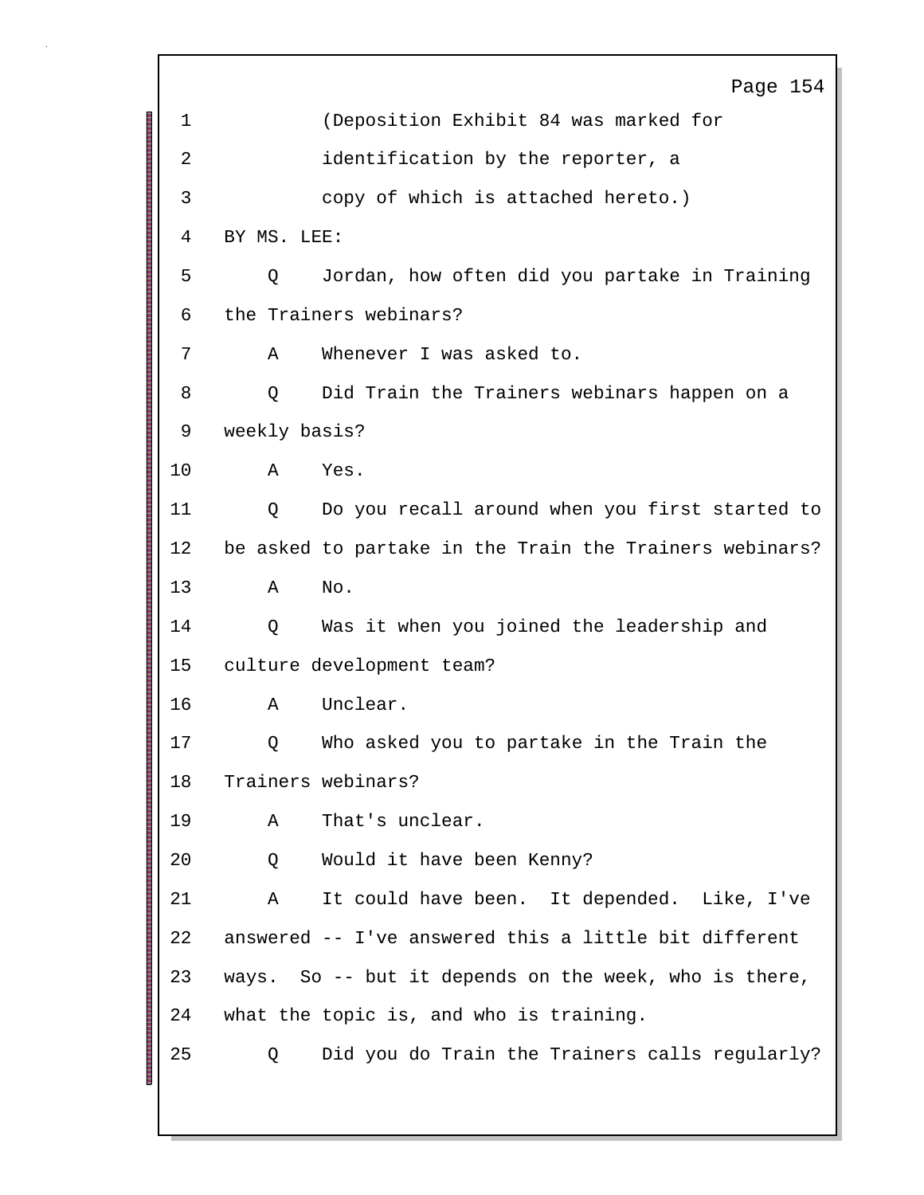1 (Deposition Exhibit 84 was marked for
2 identification by the reporter, a
3 copy of which is attached hereto.)
4 BY MS. LEE:
5 Q Jordan, how often did you partake in Training
6 the Trainers webinars?
7 A Whenever I was asked to.
8 Q Did Train the Trainers webinars happen on a
9 weekly basis?
10 A Yes.
11 Q Do you recall around when you first started to
12 be asked to partake in the Train the Trainers webinars?
13 A No.
14 Q Was it when you joined the leadership and
15 culture development team?
16 A Unclear.
17 Q Who asked you to partake in the Train the
18 Trainers webinars?
19 A That's unclear.
20 Q Would it have been Kenny?
21 A It could have been. It depended. Like, I've
22 answered -- I've answered this a little bit different
23 ways. So -- but it depends on the week, who is there,
24 what the topic is, and who is training.
25 Q Did you do Train the Trainers calls regularly?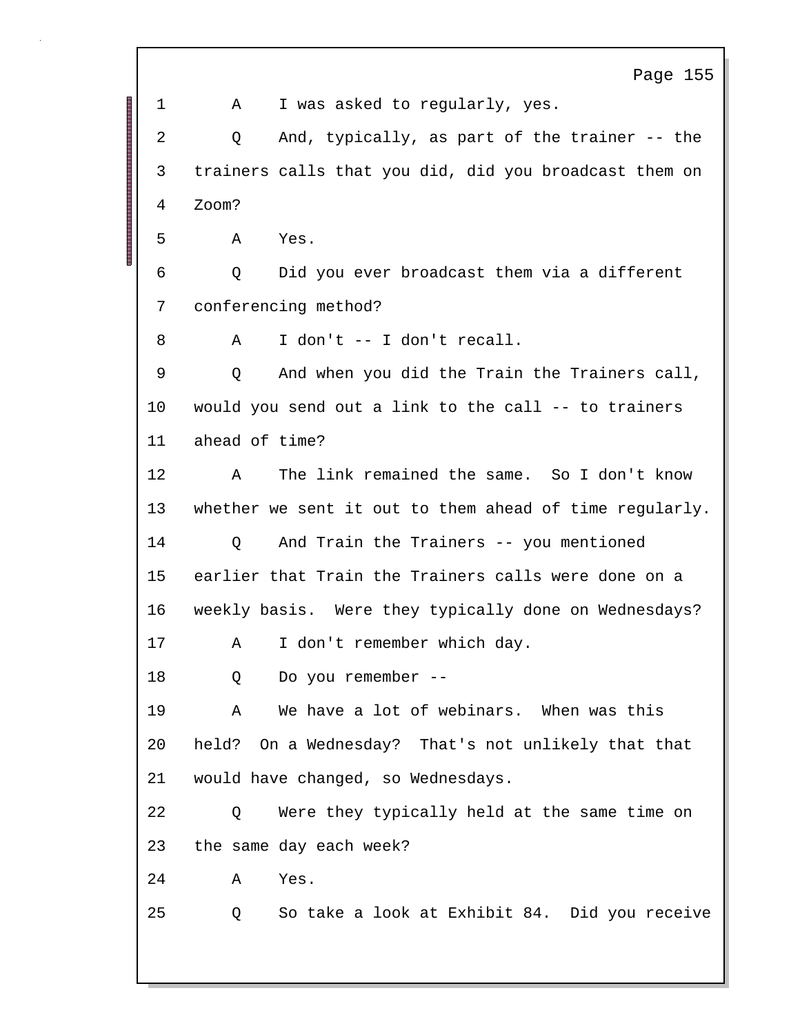1 A I was asked to regularly, yes.

2 Q And, typically, as part of the trainer -- the

3 trainers calls that you did, did you broadcast them on

4 Zoom?

5 A Yes.

6 Q Did you ever broadcast them via a different

7 conferencing method?

8 A I don't -- I don't recall.

9 Q And when you did the Train the Trainers call,

10 would you send out a link to the call -- to trainers

11 ahead of time?

12 A The link remained the same. So I don't know

13 whether we sent it out to them ahead of time regularly.

14 Q And Train the Trainers -- you mentioned

15 earlier that Train the Trainers calls were done on a

16 weekly basis. Were they typically done on Wednesdays?

17 A I don't remember which day.

18 Q Do you remember --

19 A We have a lot of webinars. When was this

20 held? On a Wednesday? That's not unlikely that that

21 would have changed, so Wednesdays.

22 Q Were they typically held at the same time on

23 the same day each week?

24 A Yes.

25 Q So take a look at Exhibit 84. Did you receive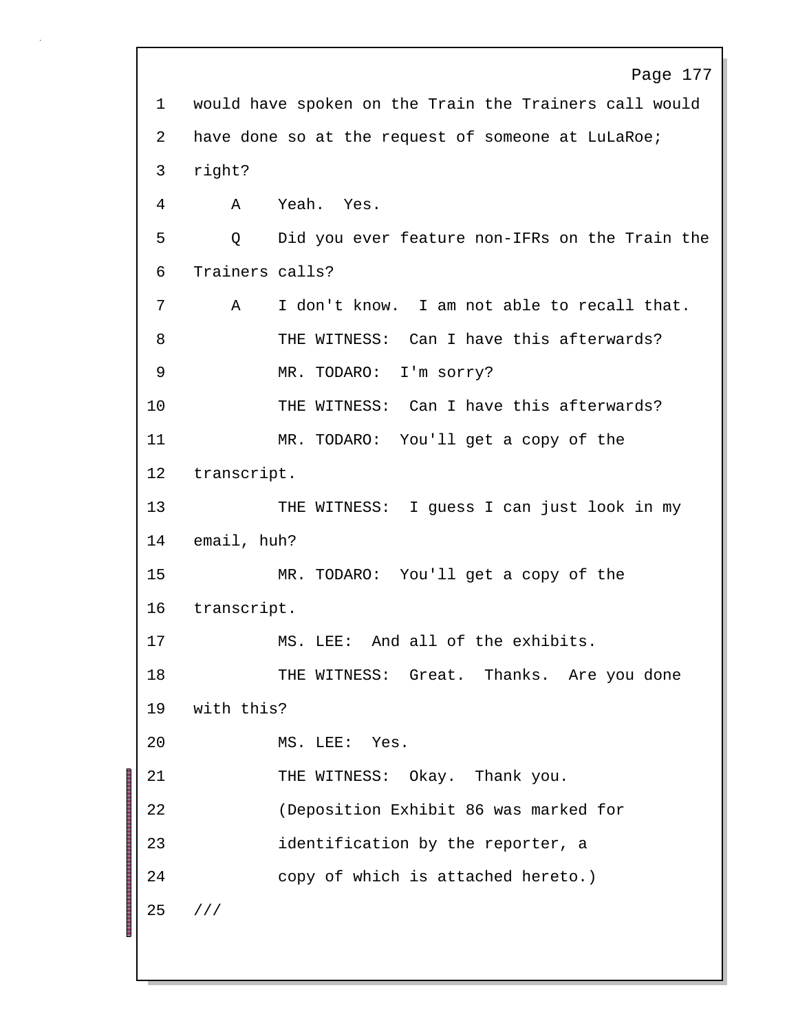1 would have spoken on the Train the Trainers call would
2 have done so at the request of someone at LuLaRoe;
3 right?
4 A Yeah. Yes.
5 Q Did you ever feature non-IFRs on the Train the
6 Trainers calls?
7 A I don't know. I am not able to recall that.
8 THE WITNESS: Can I have this afterwards?
9 MR. TODARO: I'm sorry?
10 THE WITNESS: Can I have this afterwards?
11 MR. TODARO: You'll get a copy of the
12 transcript.
13 THE WITNESS: I guess I can just look in my
14 email, huh?
15 MR. TODARO: You'll get a copy of the
16 transcript.
17 MS. LEE: And all of the exhibits.
18 THE WITNESS: Great. Thanks. Are you done
19 with this?
20 MS. LEE: Yes.
21 THE WITNESS: Okay. Thank you.
22 (Deposition Exhibit 86 was marked for
23 identification by the reporter, a
24 copy of which is attached hereto.)
25 ///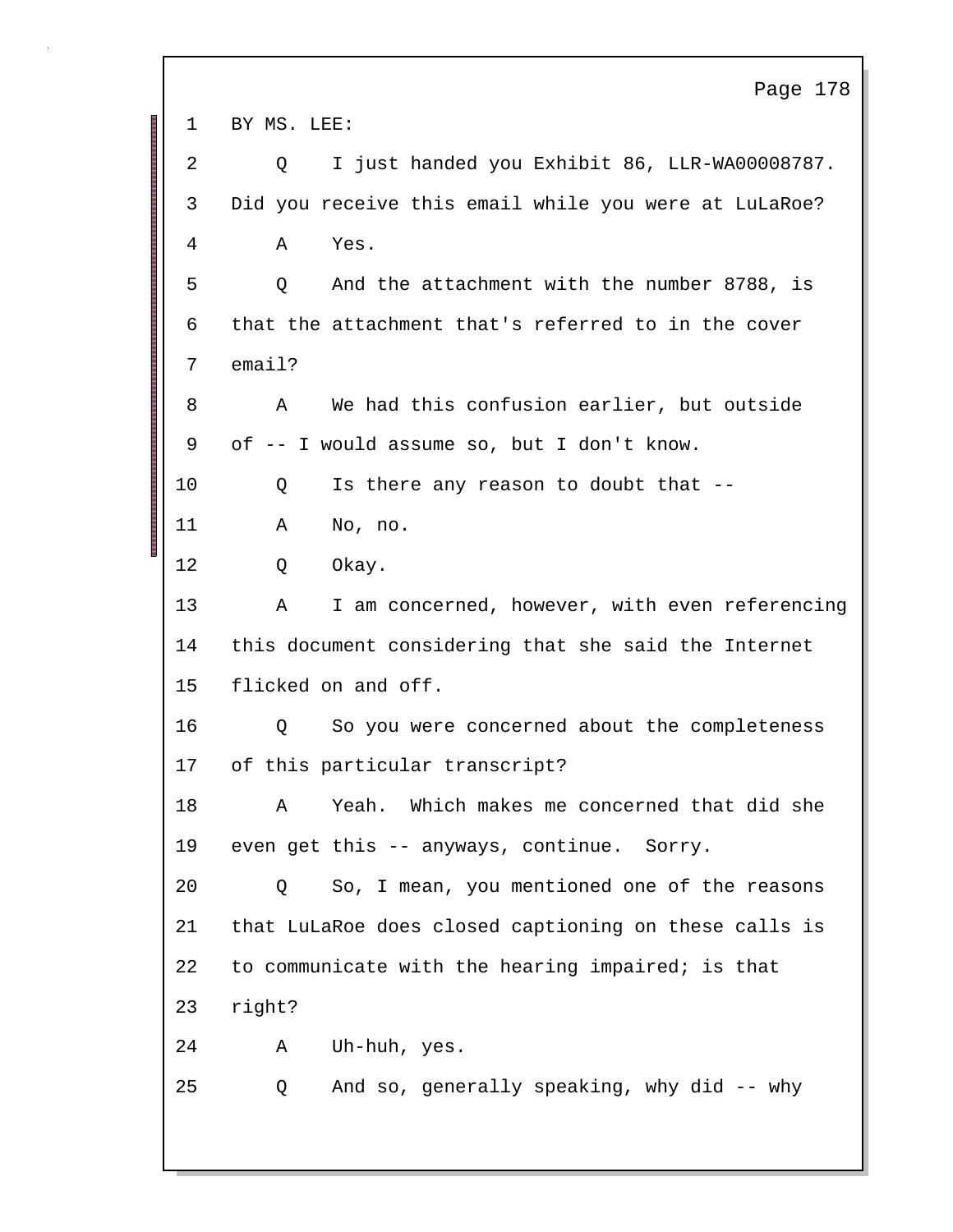1 BY MS. LEE:

2 Q I just handed you Exhibit 86, LLR-WA00008787.

3 Did you receive this email while you were at LuLaRoe?

4 A Yes.

5 Q And the attachment with the number 8788, is

6 that the attachment that's referred to in the cover

7 email?

8 A We had this confusion earlier, but outside

9 of -- I would assume so, but I don't know.

10 Q Is there any reason to doubt that --

11 A No, no.

12 Q Okay.

13 A I am concerned, however, with even referencing

14 this document considering that she said the Internet

15 flicked on and off.

16 Q So you were concerned about the completeness

17 of this particular transcript?

18 A Yeah. Which makes me concerned that did she

19 even get this -- anyways, continue. Sorry.

20 Q So, I mean, you mentioned one of the reasons

21 that LuLaRoe does closed captioning on these calls is

22 to communicate with the hearing impaired; is that

23 right?

24 A Uh-huh, yes.

25 Q And so, generally speaking, why did -- why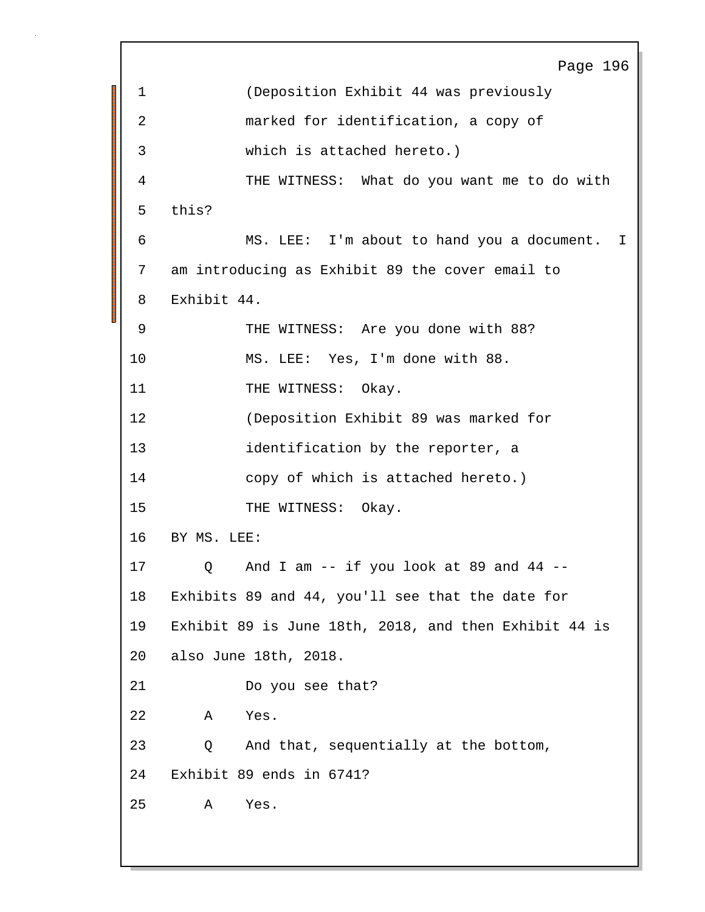1 (Deposition Exhibit 44 was previously
2 marked for identification, a copy of
3 which is attached hereto.)
4 THE WITNESS: What do you want me to do with
5 this?
6 MS. LEE: I'm about to hand you a document. I
7 am introducing as Exhibit 89 the cover email to
8 Exhibit 44.
9 THE WITNESS: Are you done with 88?
10 MS. LEE: Yes, I'm done with 88.
11 THE WITNESS: Okay.
12 (Deposition Exhibit 89 was marked for
13 identification by the reporter, a
14 copy of which is attached hereto.)
15 THE WITNESS: Okay.
16 BY MS. LEE:
17 Q And I am -- if you look at 89 and 44 --
18 Exhibits 89 and 44, you'll see that the date for
19 Exhibit 89 is June 18th, 2018, and then Exhibit 44 is
20 also June 18th, 2018.
21 Do you see that?
22 A Yes.
23 Q And that, sequentially at the bottom,
24 Exhibit 89 ends in 6741?
25 A Yes.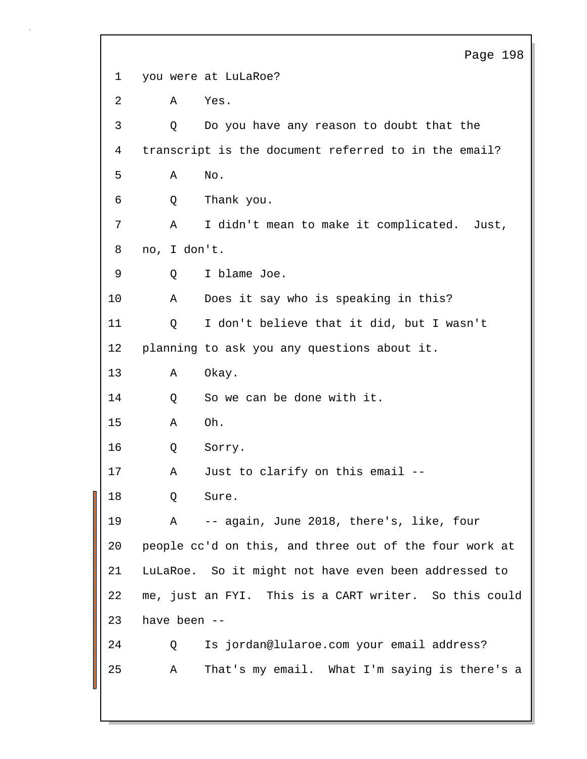1 you were at LuLaRoe?

2 A Yes.

3 Q Do you have any reason to doubt that the

4 transcript is the document referred to in the email?

5 A No.

6 Q Thank you.

7 A I didn't mean to make it complicated. Just,

8 no, I don't.

9 Q I blame Joe.

10 A Does it say who is speaking in this?

11 Q I don't believe that it did, but I wasn't

12 planning to ask you any questions about it.

13 A Okay.

14 Q So we can be done with it.

15 A Oh.

16 Q Sorry.

17 A Just to clarify on this email --

18 Q Sure.

19 A -- again, June 2018, there's, like, four

20 people cc'd on this, and three out of the four work at

21 LuLaRoe. So it might not have even been addressed to

22 me, just an FYI. This is a CART writer. So this could

23 have been --

24 Q Is jordan@lularoe.com your email address?

25 A That's my email. What I'm saying is there's a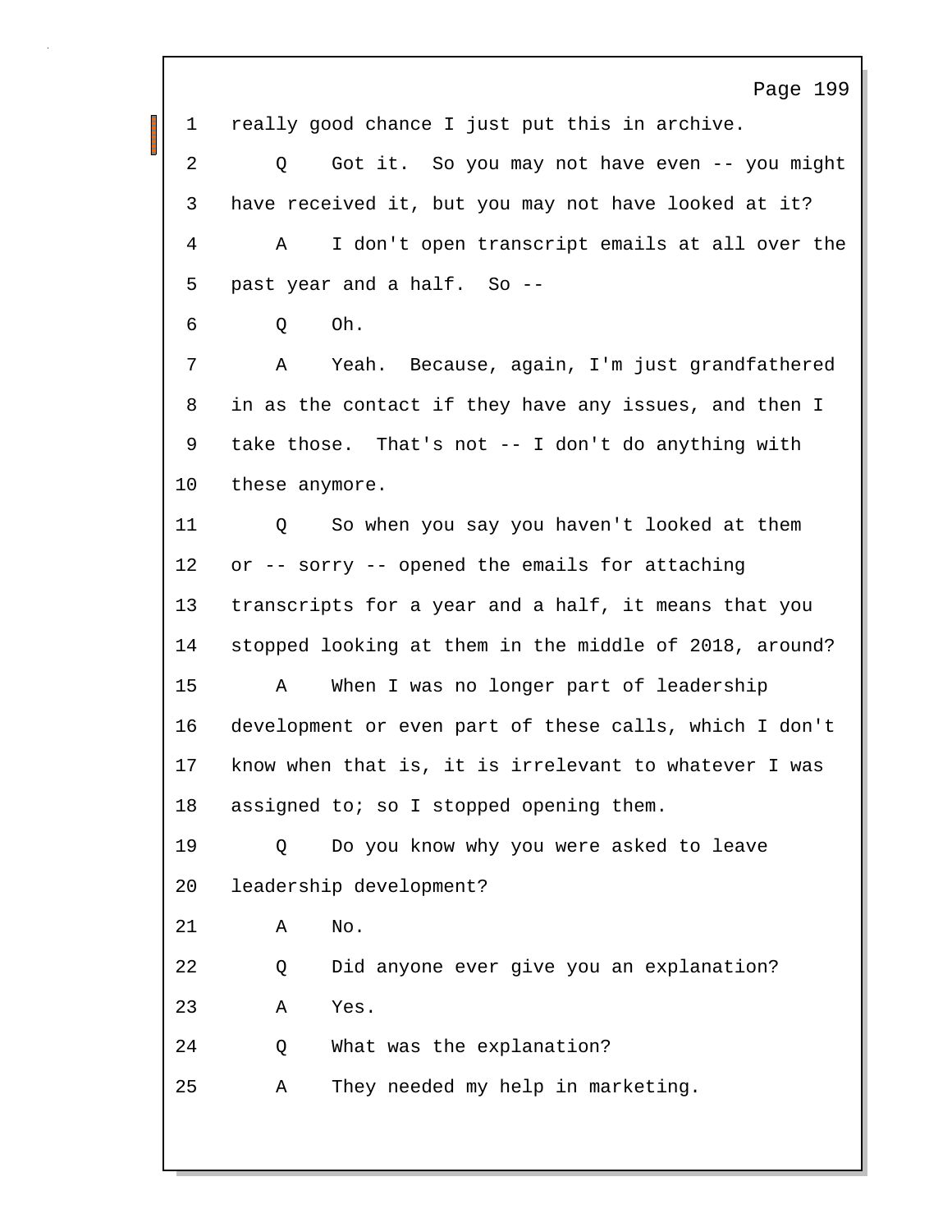1 really good chance I just put this in archive.

2 Q Got it. So you may not have even -- you might

3 have received it, but you may not have looked at it?

4 A I don't open transcript emails at all over the

5 past year and a half. So --

6 Q Oh.

7 A Yeah. Because, again, I'm just grandfathered

8 in as the contact if they have any issues, and then I

9 take those. That's not -- I don't do anything with

10 these anymore.

11 Q So when you say you haven't looked at them

12 or -- sorry -- opened the emails for attaching

13 transcripts for a year and a half, it means that you

14 stopped looking at them in the middle of 2018, around?

15 A When I was no longer part of leadership

16 development or even part of these calls, which I don't

17 know when that is, it is irrelevant to whatever I was

18 assigned to; so I stopped opening them.

19 Q Do you know why you were asked to leave

20 leadership development?

21 A No.

22 Q Did anyone ever give you an explanation?

23 A Yes.

24 Q What was the explanation?

25 A They needed my help in marketing.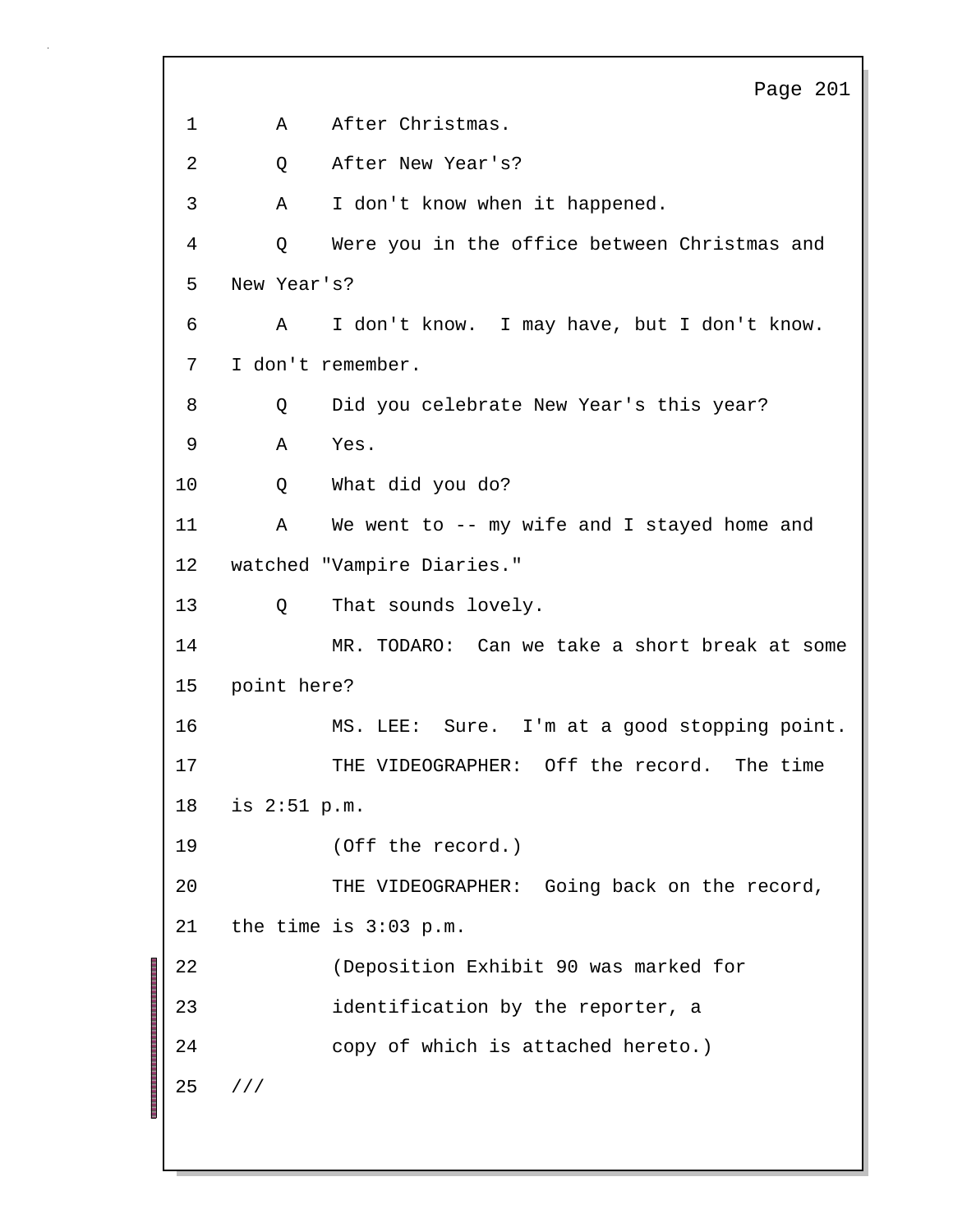1 A After Christmas.

2 Q After New Year's?

3 A I don't know when it happened.

4 Q Were you in the office between Christmas and

5 New Year's?

6 A I don't know. I may have, but I don't know.

7 I don't remember.

8 Q Did you celebrate New Year's this year?

9 A Yes.

10 Q What did you do?

11 A We went to -- my wife and I stayed home and

12 watched "Vampire Diaries."

13 Q That sounds lovely.

14 MR. TODARO: Can we take a short break at some

15 point here?

16 MS. LEE: Sure. I'm at a good stopping point.

17 THE VIDEOGRAPHER: Off the record. The time

18 is 2:51 p.m.

19 (Off the record.)

20 THE VIDEOGRAPHER: Going back on the record,

21 the time is 3:03 p.m.

22 (Deposition Exhibit 90 was marked for

23 identification by the reporter, a

24 copy of which is attached hereto.)

25 ///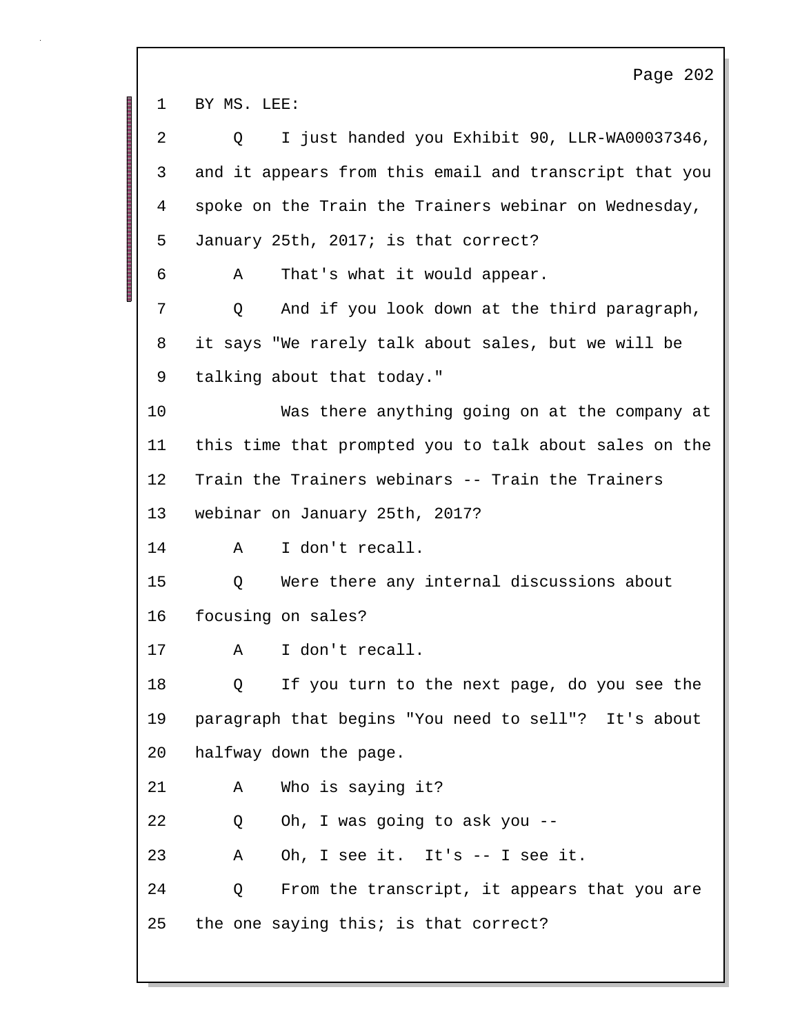BY MS. LEE:

Q I just handed you Exhibit 90, LLR-WA00037346, and it appears from this email and transcript that you spoke on the Train the Trainers webinar on Wednesday, January 25th, 2017; is that correct?

A That's what it would appear.

Q And if you look down at the third paragraph, it says "We rarely talk about sales, but we will be talking about that today."

Was there anything going on at the company at this time that prompted you to talk about sales on the Train the Trainers webinars -- Train the Trainers webinar on January 25th, 2017?

A I don't recall.

Q Were there any internal discussions about focusing on sales?

A I don't recall.

Q If you turn to the next page, do you see the paragraph that begins "You need to sell"? It's about halfway down the page.

A Who is saying it?

Q Oh, I was going to ask you --

A Oh, I see it. It's -- I see it.

Q From the transcript, it appears that you are the one saying this; is that correct?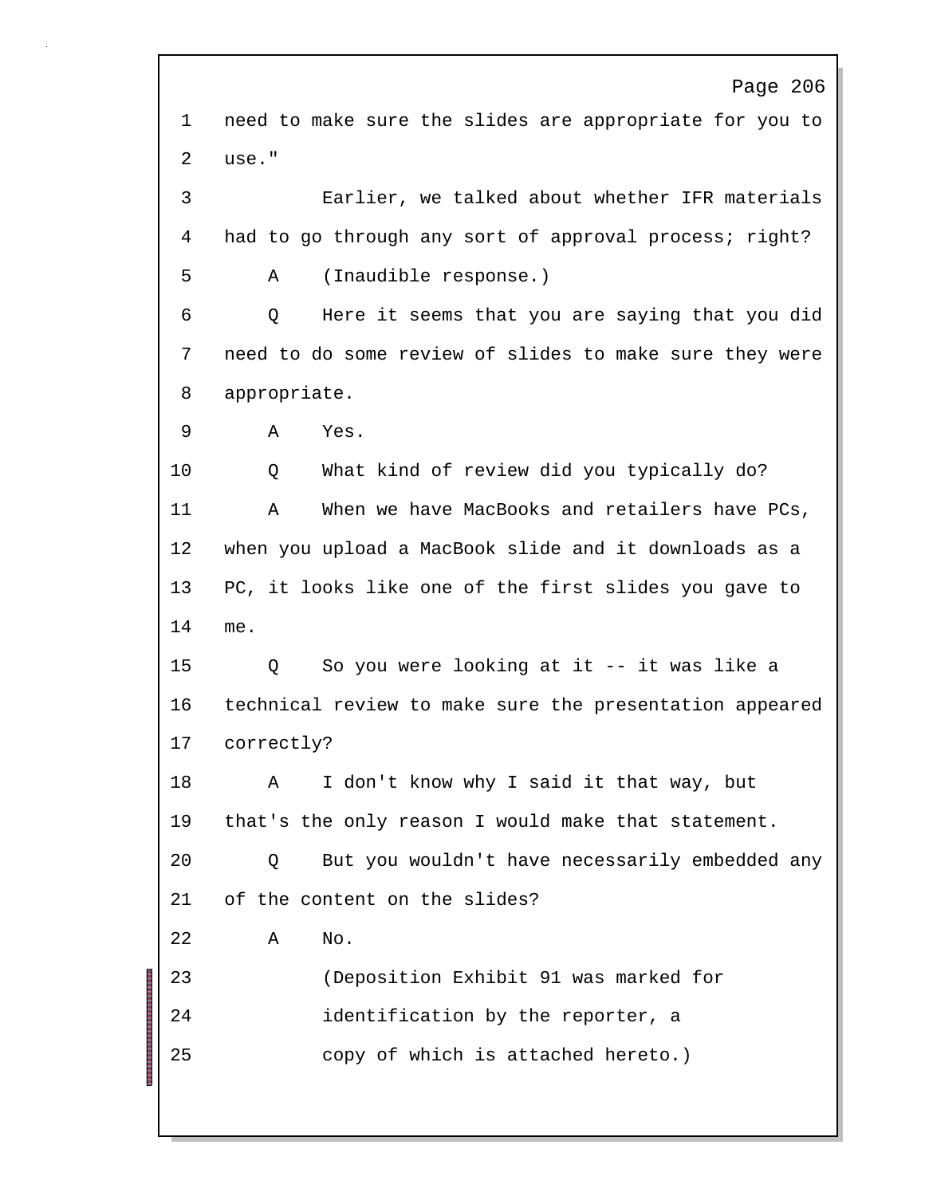1 need to make sure the slides are appropriate for you to
2 use."
3 Earlier, we talked about whether IFR materials
4 had to go through any sort of approval process; right?
5 A (Inaudible response.)
6 Q Here it seems that you are saying that you did
7 need to do some review of slides to make sure they were
8 appropriate.
9 A Yes.
10 Q What kind of review did you typically do?
11 A When we have MacBooks and retailers have PCs,
12 when you upload a MacBook slide and it downloads as a
13 PC, it looks like one of the first slides you gave to
14 me.
15 Q So you were looking at it -- it was like a
16 technical review to make sure the presentation appeared
17 correctly?
18 A I don't know why I said it that way, but
19 that's the only reason I would make that statement.
20 Q But you wouldn't have necessarily embedded any
21 of the content on the slides?
22 A No.
23 (Deposition Exhibit 91 was marked for
24 identification by the reporter, a
25 copy of which is attached hereto.)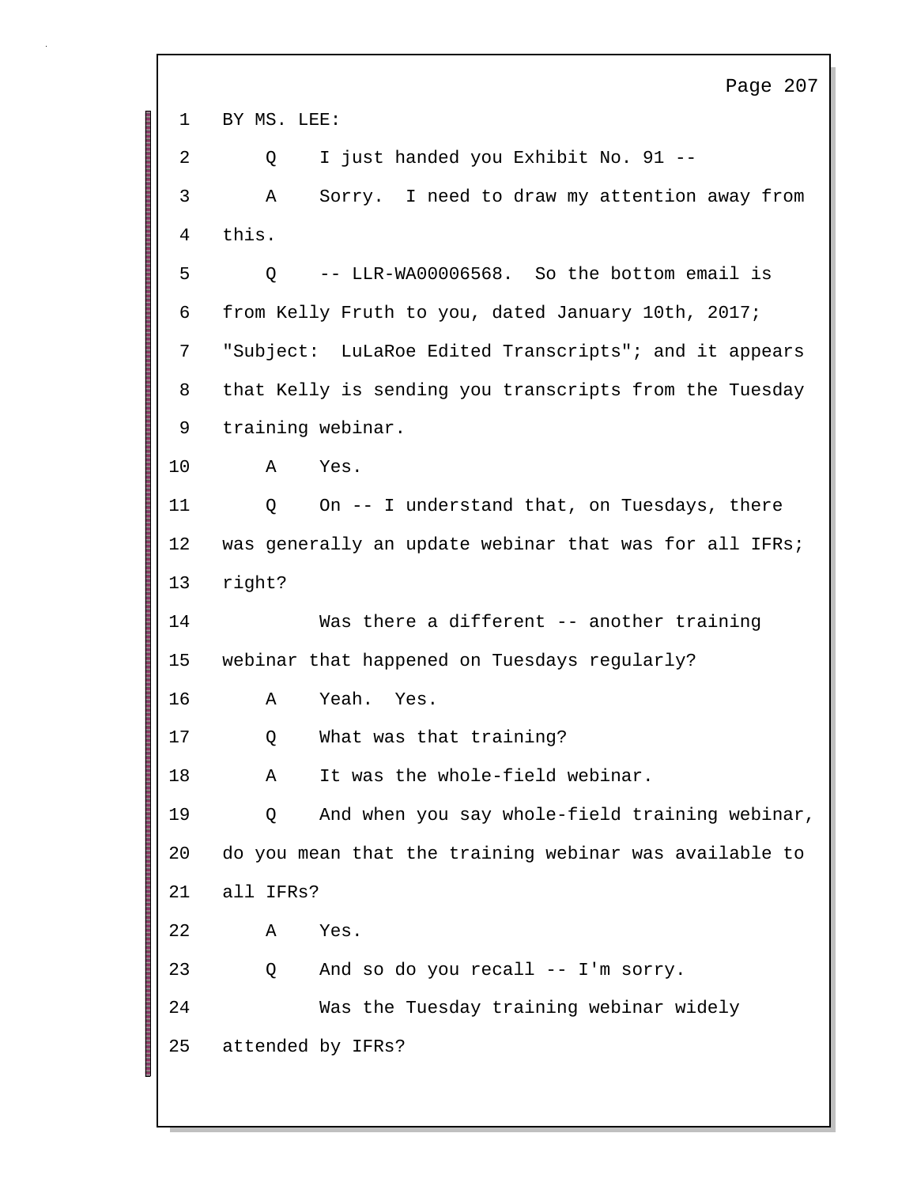1 BY MS. LEE:

2 Q I just handed you Exhibit No. 91 --

3 A Sorry. I need to draw my attention away from

4 this.

5 Q -- LLR-WA00006568. So the bottom email is

6 from Kelly Fruth to you, dated January 10th, 2017;

7 "Subject: LuLaRoe Edited Transcripts"; and it appears

8 that Kelly is sending you transcripts from the Tuesday

9 training webinar.

10 A Yes.

11 Q On -- I understand that, on Tuesdays, there

12 was generally an update webinar that was for all IFRs;

13 right?

14 Was there a different -- another training

15 webinar that happened on Tuesdays regularly?

16 A Yeah. Yes.

17 Q What was that training?

18 A It was the whole-field webinar.

19 Q And when you say whole-field training webinar,

20 do you mean that the training webinar was available to

21 all IFRs?

22 A Yes.

23 Q And so do you recall -- I'm sorry.

24 Was the Tuesday training webinar widely

25 attended by IFRs?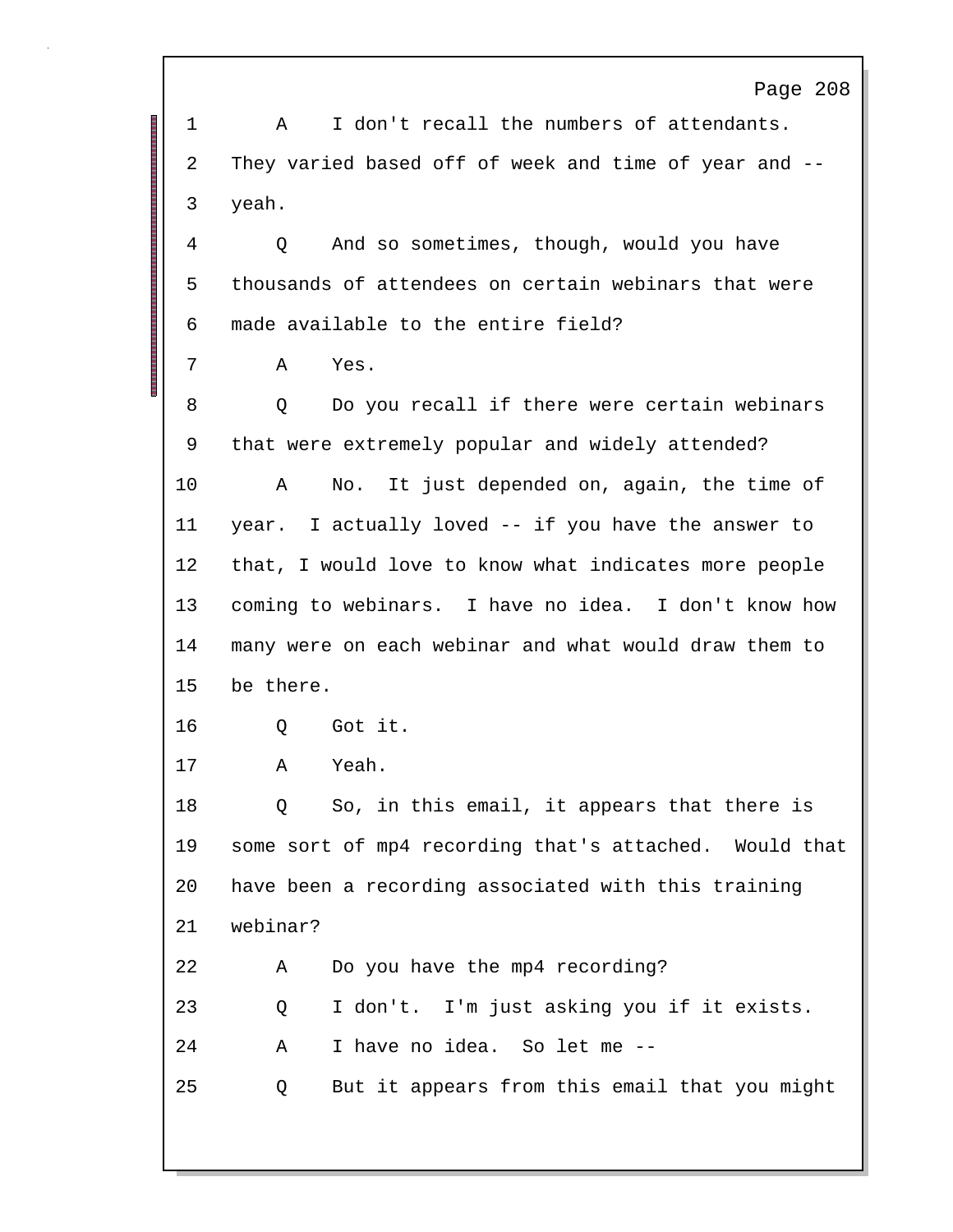1 A I don't recall the numbers of attendants.
2 They varied based off of week and time of year and --
3 yeah.
4 Q And so sometimes, though, would you have
5 thousands of attendees on certain webinars that were
6 made available to the entire field?
7 A Yes.
8 Q Do you recall if there were certain webinars
9 that were extremely popular and widely attended?
10 A No. It just depended on, again, the time of
11 year. I actually loved -- if you have the answer to
12 that, I would love to know what indicates more people
13 coming to webinars. I have no idea. I don't know how
14 many were on each webinar and what would draw them to
15 be there.
16 Q Got it.
17 A Yeah.
18 Q So, in this email, it appears that there is
19 some sort of mp4 recording that's attached. Would that
20 have been a recording associated with this training
21 webinar?
22 A Do you have the mp4 recording?
23 Q I don't. I'm just asking you if it exists.
24 A I have no idea. So let me --
25 Q But it appears from this email that you might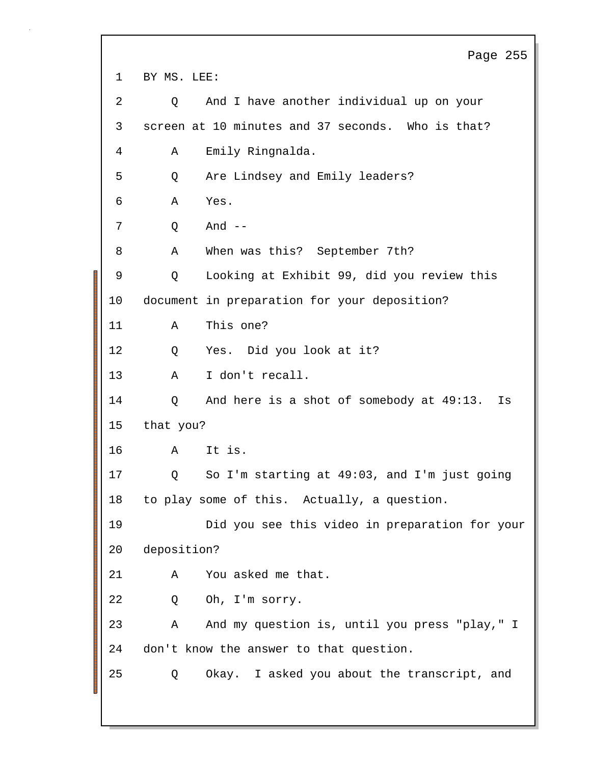1 BY MS. LEE:

2 Q And I have another individual up on your

3 screen at 10 minutes and 37 seconds. Who is that?

4 A Emily Ringnalda.

5 Q Are Lindsey and Emily leaders?

6 A Yes.

7 Q And --

8 A When was this? September 7th?

9 Q Looking at Exhibit 99, did you review this

10 document in preparation for your deposition?

11 A This one?

12 Q Yes. Did you look at it?

13 A I don't recall.

14 Q And here is a shot of somebody at 49:13. Is

15 that you?

16 A It is.

17 Q So I'm starting at 49:03, and I'm just going

18 to play some of this. Actually, a question.

19 Did you see this video in preparation for your

20 deposition?

21 A You asked me that.

22 Q Oh, I'm sorry.

23 A And my question is, until you press "play," I

24 don't know the answer to that question.

25 Q Okay. I asked you about the transcript, and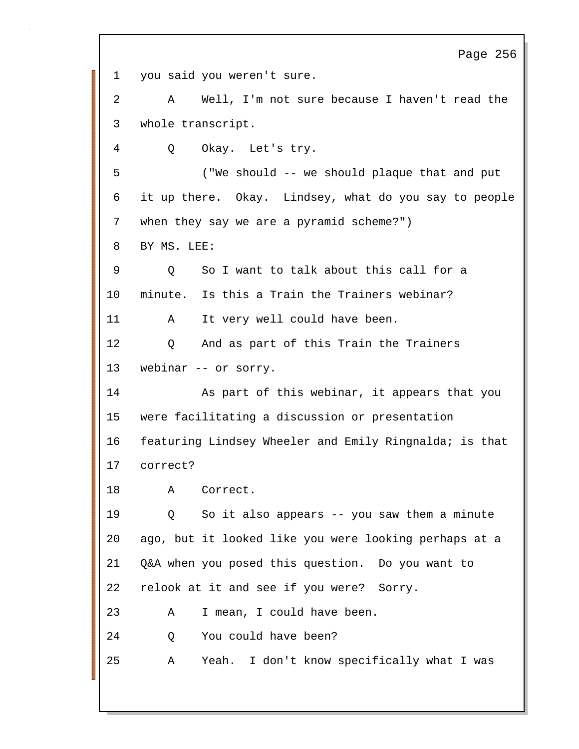1 you said you weren't sure.

2 A Well, I'm not sure because I haven't read the

3 whole transcript.

4 Q Okay. Let's try.

5 ("We should -- we should plaque that and put

6 it up there. Okay. Lindsey, what do you say to people

7 when they say we are a pyramid scheme?")

8 BY MS. LEE:

9 Q So I want to talk about this call for a

10 minute. Is this a Train the Trainers webinar?

11 A It very well could have been.

12 Q And as part of this Train the Trainers

13 webinar -- or sorry.

14 As part of this webinar, it appears that you

15 were facilitating a discussion or presentation

16 featuring Lindsey Wheeler and Emily Ringnalda; is that

17 correct?

18 A Correct.

19 Q So it also appears -- you saw them a minute

20 ago, but it looked like you were looking perhaps at a

21 Q&A when you posed this question. Do you want to

22 relook at it and see if you were? Sorry.

23 A I mean, I could have been.

24 Q You could have been?

25 A Yeah. I don't know specifically what I was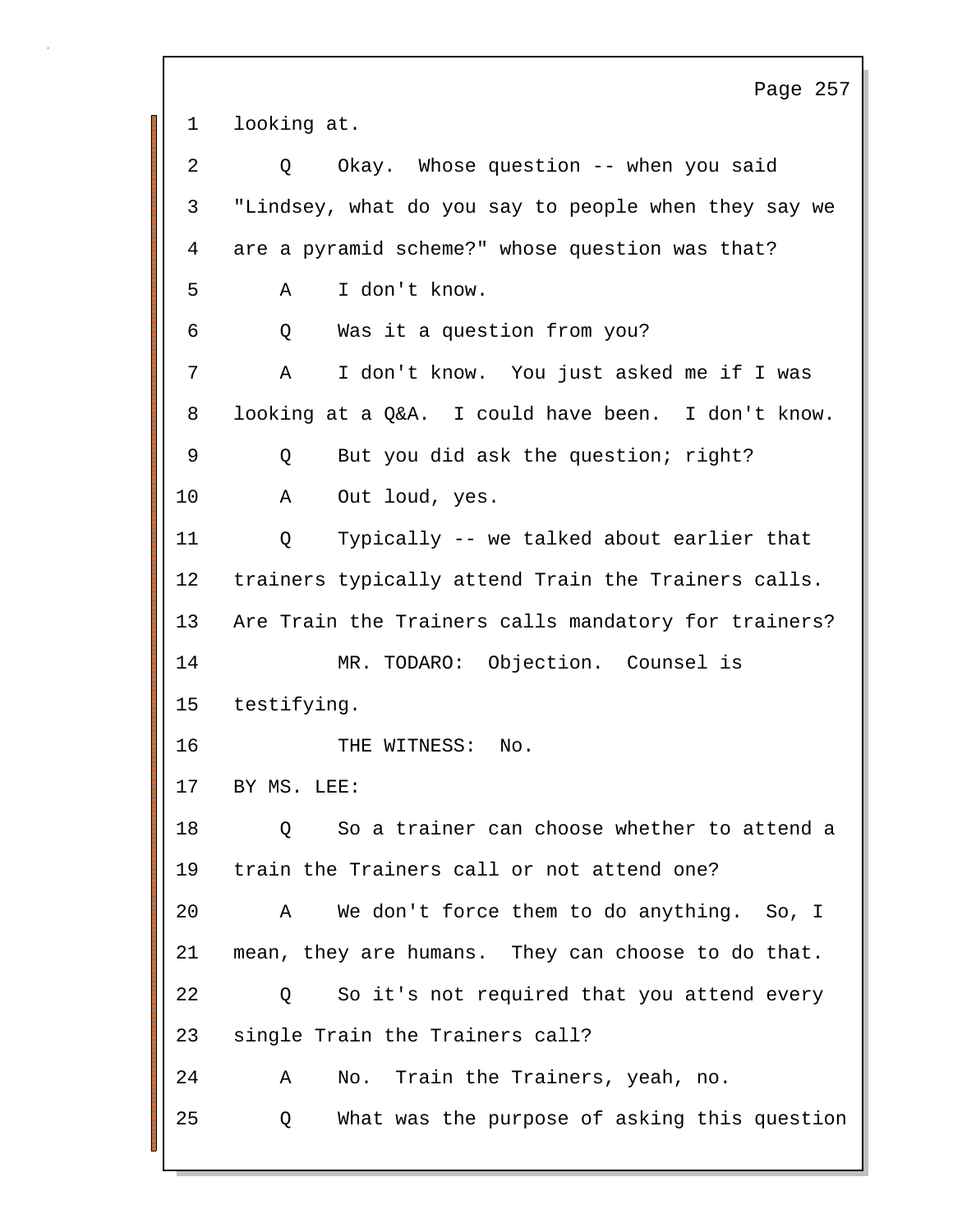1 looking at.

2 Q Okay. Whose question -- when you said

3 "Lindsey, what do you say to people when they say we

4 are a pyramid scheme?" whose question was that?

5 A I don't know.

6 Q Was it a question from you?

7 A I don't know. You just asked me if I was

8 looking at a Q&A. I could have been. I don't know.

9 Q But you did ask the question; right?

10 A Out loud, yes.

11 Q Typically -- we talked about earlier that

12 trainers typically attend Train the Trainers calls.

13 Are Train the Trainers calls mandatory for trainers?

14 MR. TODARO: Objection. Counsel is

15 testifying.

16 THE WITNESS: No.

17 BY MS. LEE:

18 Q So a trainer can choose whether to attend a

19 train the Trainers call or not attend one?

20 A We don't force them to do anything. So, I

21 mean, they are humans. They can choose to do that.

22 Q So it's not required that you attend every

23 single Train the Trainers call?

24 A No. Train the Trainers, yeah, no.

25 Q What was the purpose of asking this question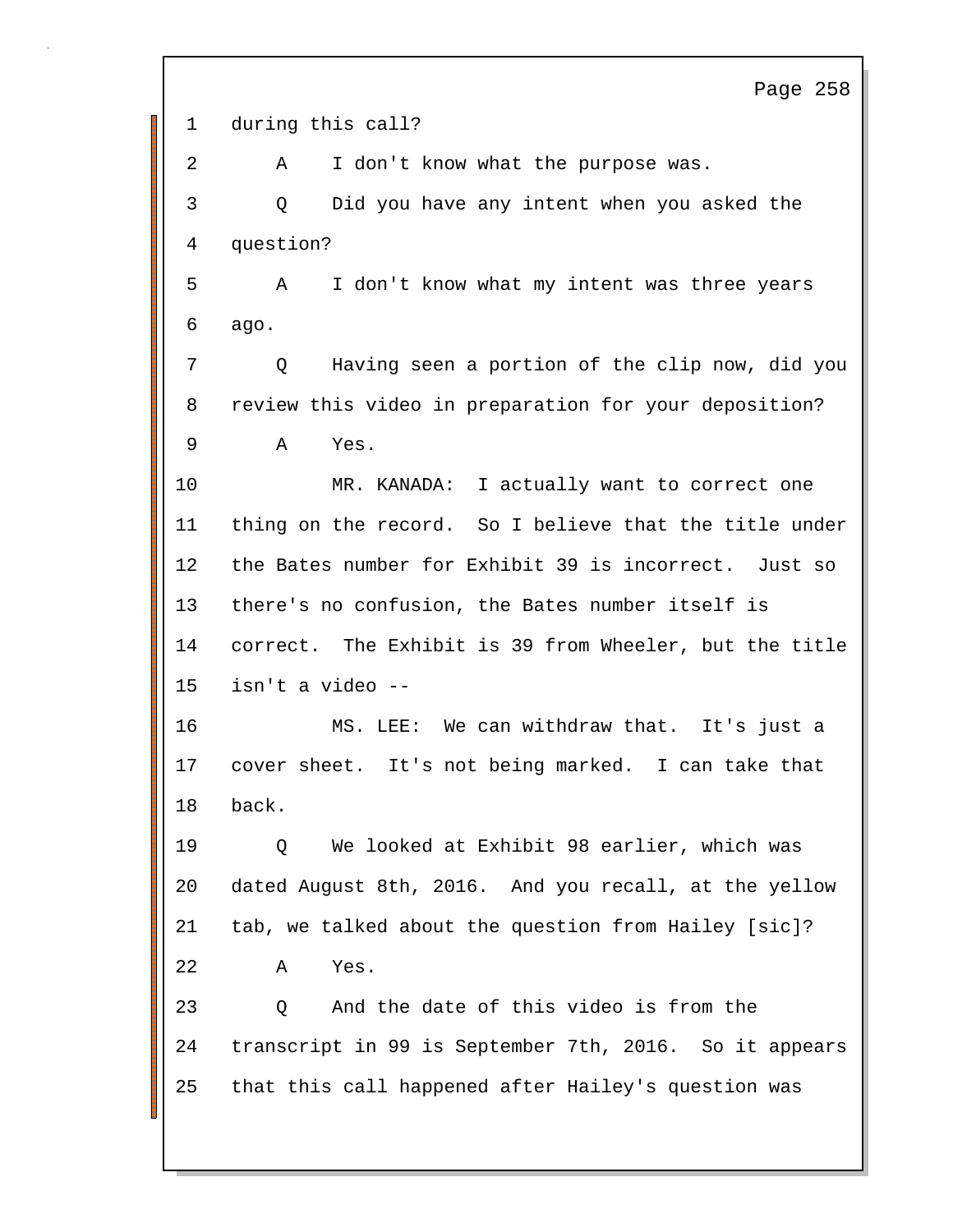1 during this call?

2 A I don't know what the purpose was.

3 Q Did you have any intent when you asked the

4 question?

5 A I don't know what my intent was three years

6 ago.

7 Q Having seen a portion of the clip now, did you

8 review this video in preparation for your deposition?

9 A Yes.

10 MR. KANADA: I actually want to correct one

11 thing on the record. So I believe that the title under

12 the Bates number for Exhibit 39 is incorrect. Just so

13 there's no confusion, the Bates number itself is

14 correct. The Exhibit is 39 from Wheeler, but the title

15 isn't a video --

16 MS. LEE: We can withdraw that. It's just a

17 cover sheet. It's not being marked. I can take that

18 back.

19 Q We looked at Exhibit 98 earlier, which was

20 dated August 8th, 2016. And you recall, at the yellow

21 tab, we talked about the question from Hailey [sic]?

22 A Yes.

23 Q And the date of this video is from the

24 transcript in 99 is September 7th, 2016. So it appears

25 that this call happened after Hailey's question was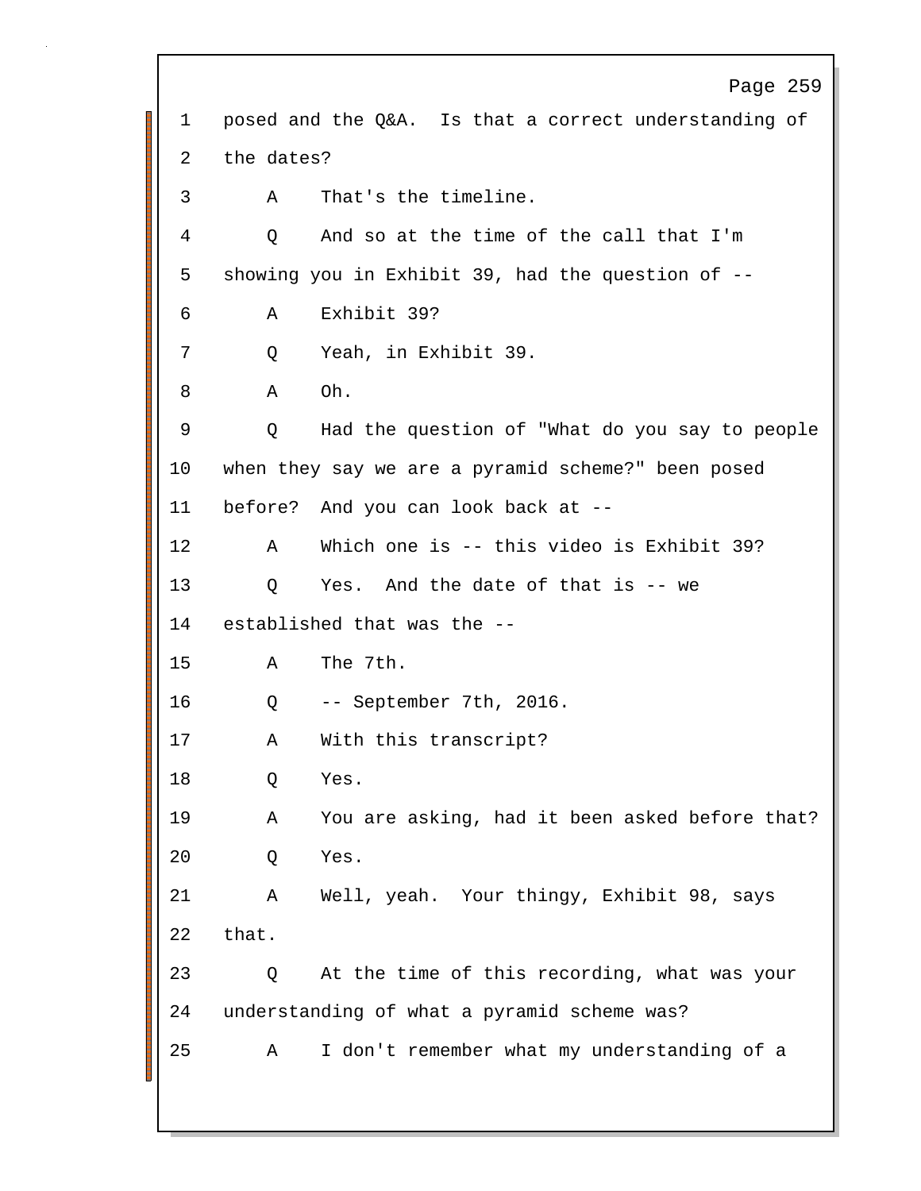1 posed and the Q&A. Is that a correct understanding of

2 the dates?

3 A That's the timeline.

4 Q And so at the time of the call that I'm

5 showing you in Exhibit 39, had the question of --

6 A Exhibit 39?

7 Q Yeah, in Exhibit 39.

8 A Oh.

9 Q Had the question of "What do you say to people

10 when they say we are a pyramid scheme?" been posed

11 before? And you can look back at --

12 A Which one is -- this video is Exhibit 39?

13 Q Yes. And the date of that is -- we

14 established that was the --

15 A The 7th.

16 Q -- September 7th, 2016.

17 A With this transcript?

18 Q Yes.

19 A You are asking, had it been asked before that?

20 Q Yes.

21 A Well, yeah. Your thingy, Exhibit 98, says

22 that.

23 Q At the time of this recording, what was your

24 understanding of what a pyramid scheme was?

25 A I don't remember what my understanding of a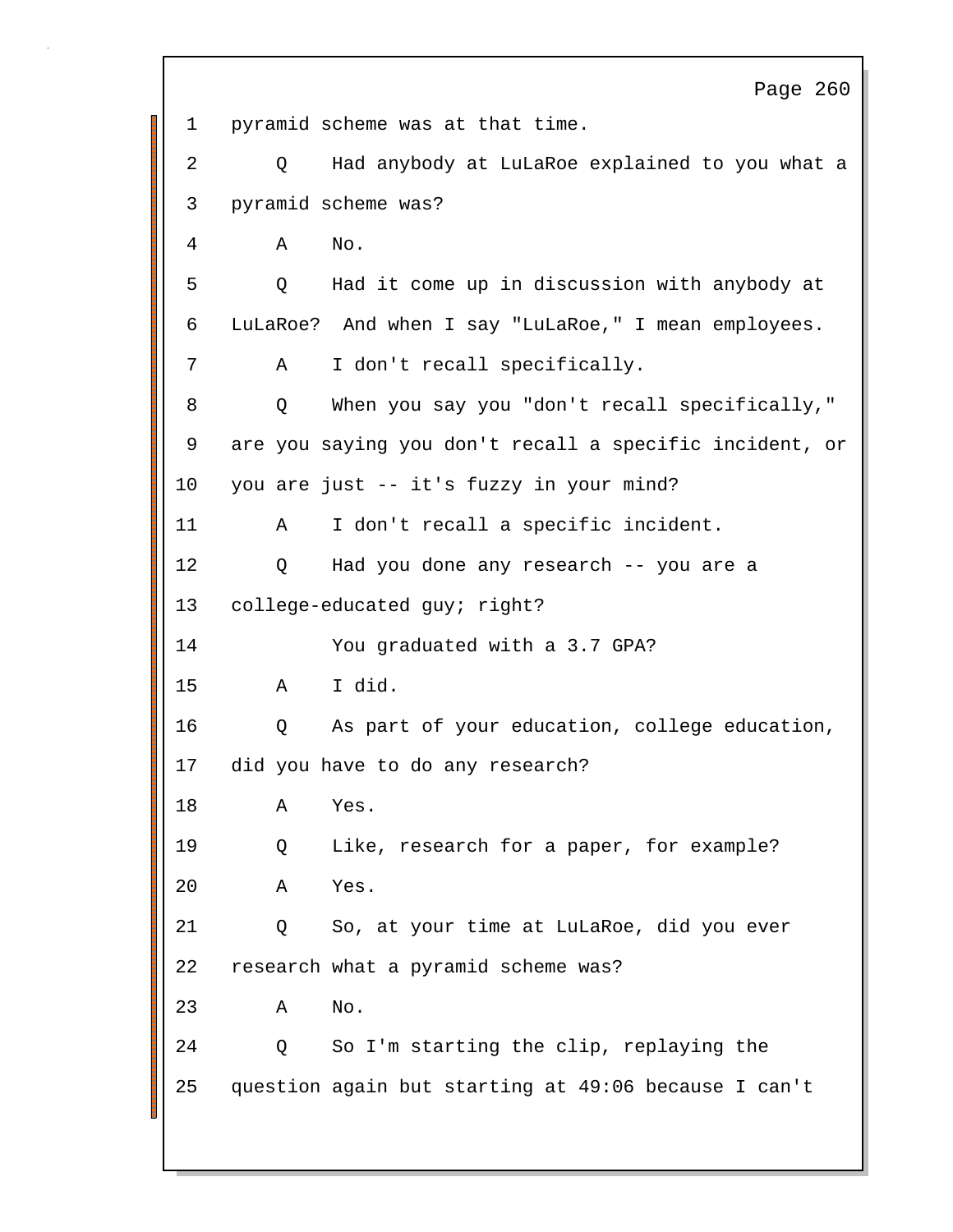1 pyramid scheme was at that time.

2 Q Had anybody at LuLaRoe explained to you what a

3 pyramid scheme was?

4 A No.

5 Q Had it come up in discussion with anybody at

6 LuLaRoe? And when I say "LuLaRoe," I mean employees.

7 A I don't recall specifically.

8 Q When you say you "don't recall specifically,"

9 are you saying you don't recall a specific incident, or

10 you are just -- it's fuzzy in your mind?

11 A I don't recall a specific incident.

12 Q Had you done any research -- you are a

13 college-educated guy; right?

14 You graduated with a 3.7 GPA?

15 A I did.

16 Q As part of your education, college education,

17 did you have to do any research?

18 A Yes.

19 Q Like, research for a paper, for example?

20 A Yes.

21 Q So, at your time at LuLaRoe, did you ever

22 research what a pyramid scheme was?

23 A No.

24 Q So I'm starting the clip, replaying the

25 question again but starting at 49:06 because I can't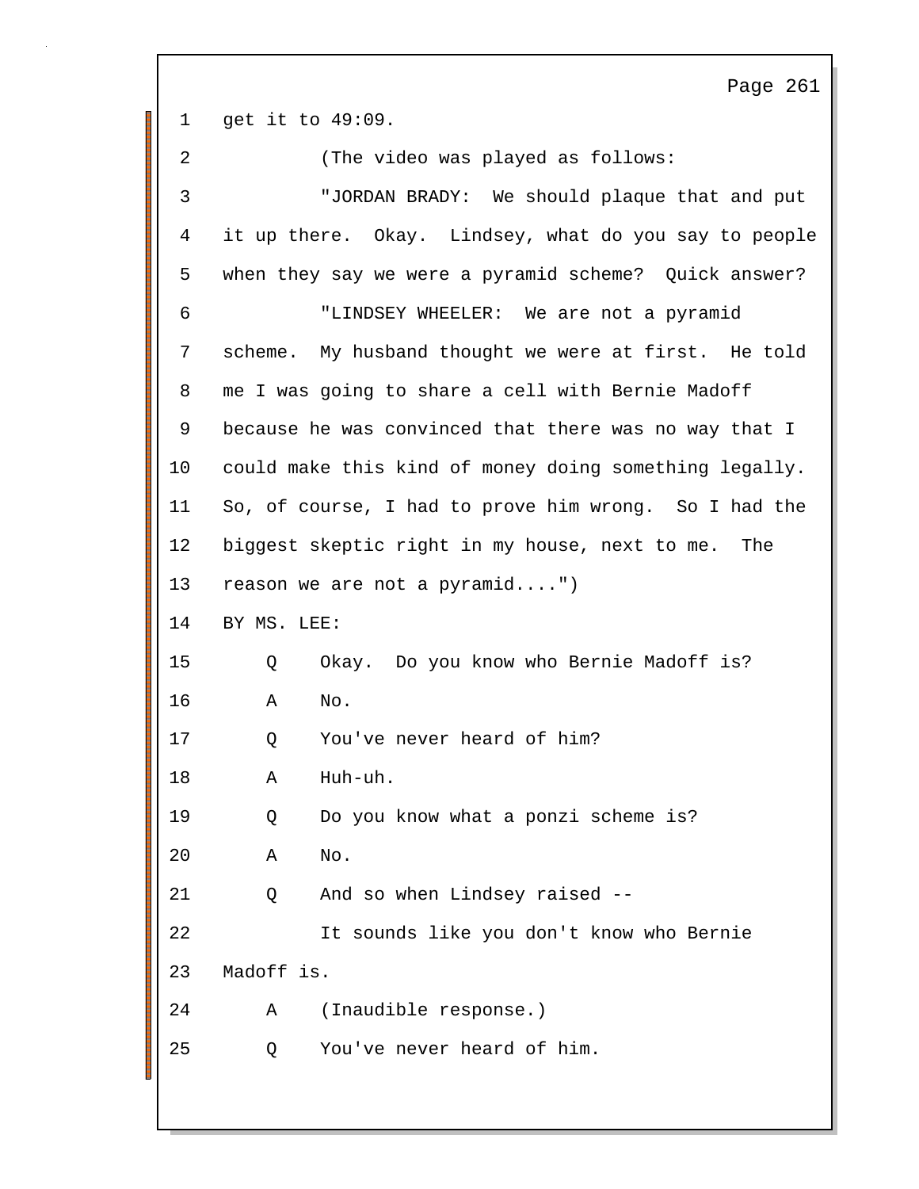get it to 49:09.

(The video was played as follows:

"JORDAN BRADY: We should plaque that and put it up there. Okay. Lindsey, what do you say to people when they say we were a pyramid scheme? Quick answer?

"LINDSEY WHEELER: We are not a pyramid scheme. My husband thought we were at first. He told me I was going to share a cell with Bernie Madoff because he was convinced that there was no way that I could make this kind of money doing something legally. So, of course, I had to prove him wrong. So I had the biggest skeptic right in my house, next to me. The reason we are not a pyramid....")

BY MS. LEE:

Q Okay. Do you know who Bernie Madoff is?

A No.

Q You've never heard of him?

A Huh-uh.

Q Do you know what a ponzi scheme is?

A No.

Q And so when Lindsey raised --

It sounds like you don't know who Bernie Madoff is.

A (Inaudible response.)

Q You've never heard of him.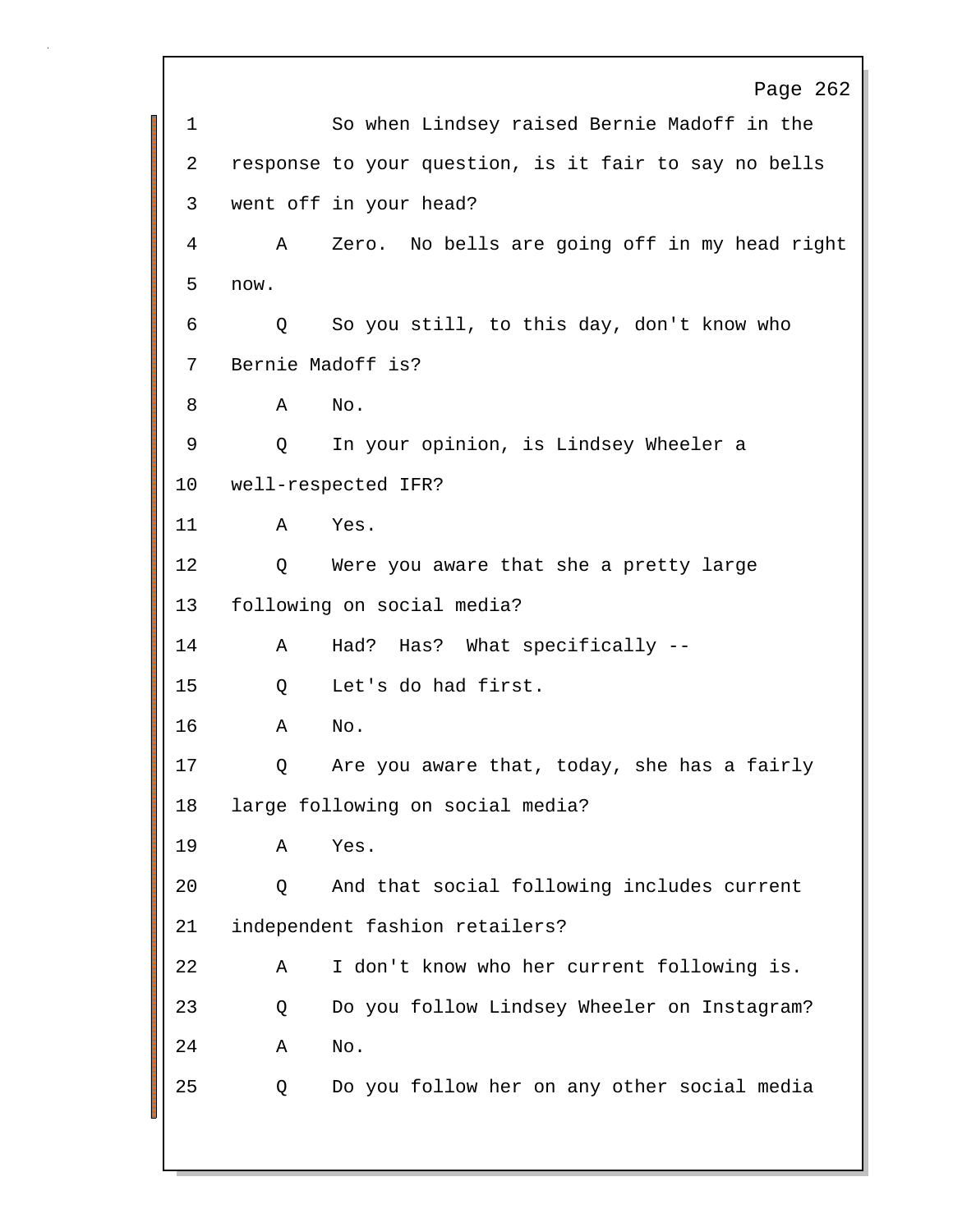1 So when Lindsey raised Bernie Madoff in the
2 response to your question, is it fair to say no bells
3 went off in your head?
4 A Zero. No bells are going off in my head right
5 now.
6 Q So you still, to this day, don't know who
7 Bernie Madoff is?
8 A No.
9 Q In your opinion, is Lindsey Wheeler a
10 well-respected IFR?
11 A Yes.
12 Q Were you aware that she a pretty large
13 following on social media?
14 A Had? Has? What specifically --
15 Q Let's do had first.
16 A No.
17 Q Are you aware that, today, she has a fairly
18 large following on social media?
19 A Yes.
20 Q And that social following includes current
21 independent fashion retailers?
22 A I don't know who her current following is.
23 Q Do you follow Lindsey Wheeler on Instagram?
24 A No.
25 Q Do you follow her on any other social media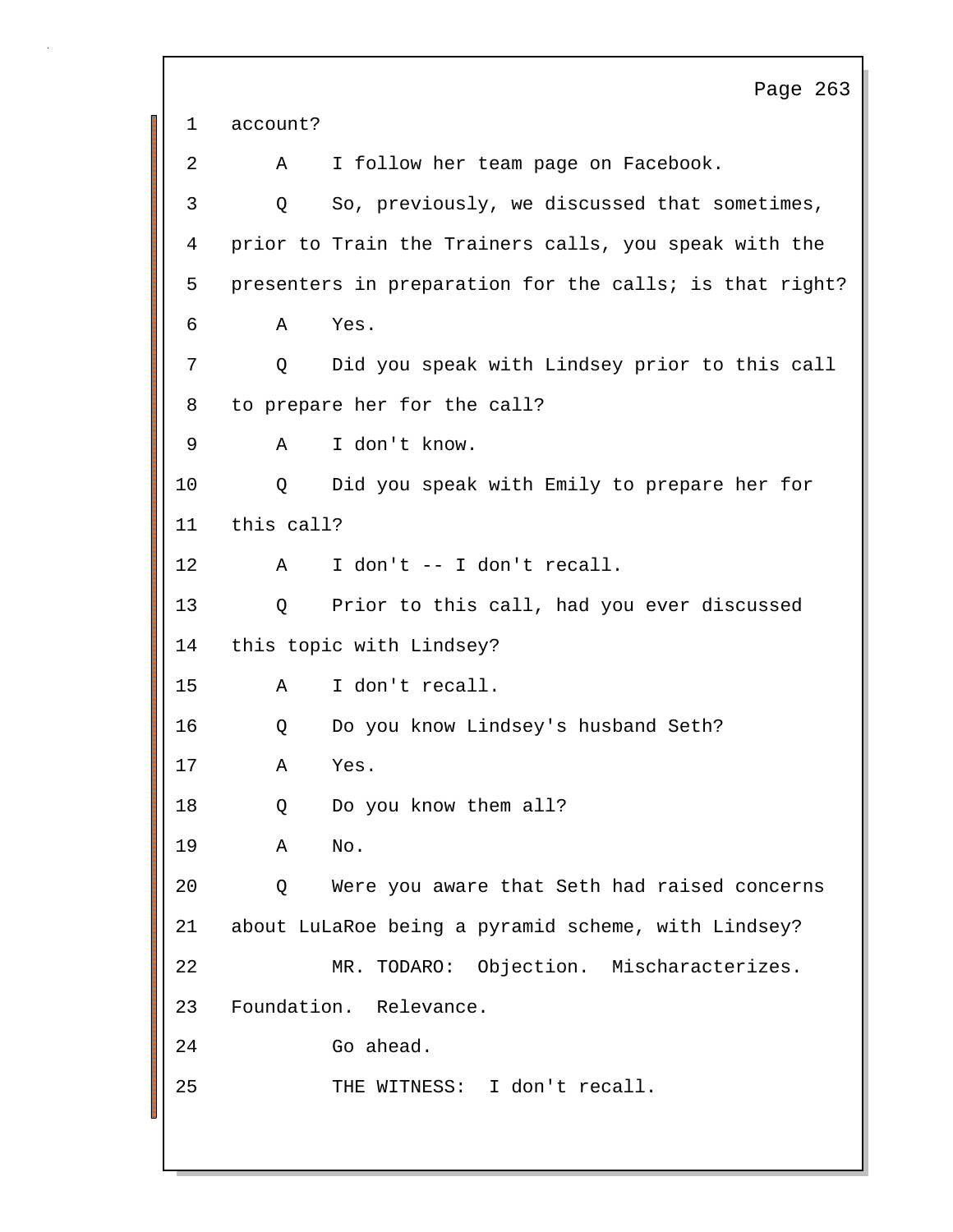1 account?

2 A I follow her team page on Facebook.

3 Q So, previously, we discussed that sometimes,

4 prior to Train the Trainers calls, you speak with the

5 presenters in preparation for the calls; is that right?

6 A Yes.

7 Q Did you speak with Lindsey prior to this call

8 to prepare her for the call?

9 A I don't know.

10 Q Did you speak with Emily to prepare her for

11 this call?

12 A I don't -- I don't recall.

13 Q Prior to this call, had you ever discussed

14 this topic with Lindsey?

15 A I don't recall.

16 Q Do you know Lindsey's husband Seth?

17 A Yes.

18 Q Do you know them all?

19 A No.

20 Q Were you aware that Seth had raised concerns

21 about LuLaRoe being a pyramid scheme, with Lindsey?

22 MR. TODARO: Objection. Mischaracterizes.

23 Foundation. Relevance.

24 Go ahead.

25 THE WITNESS: I don't recall.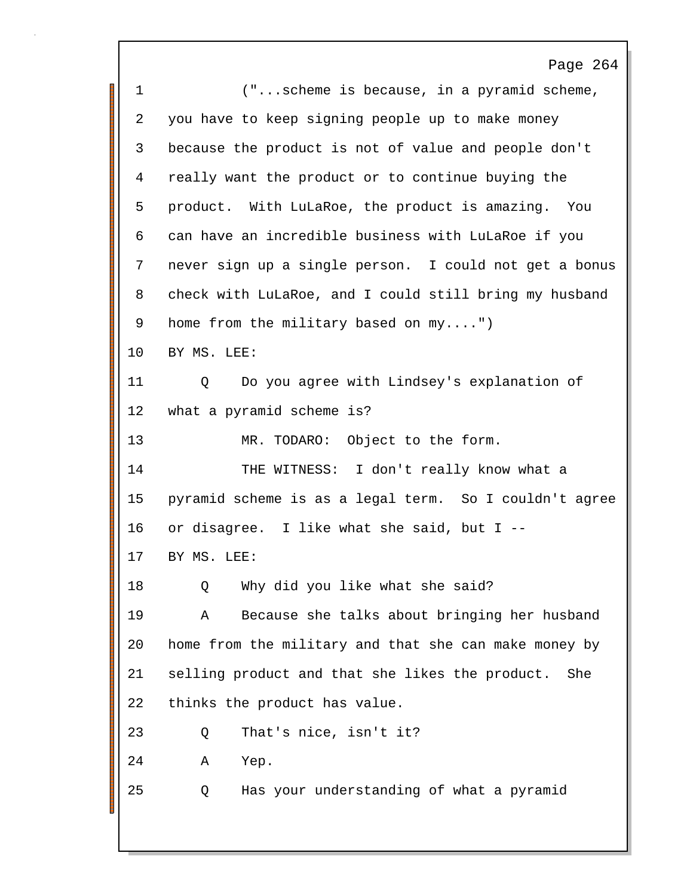1 ("...scheme is because, in a pyramid scheme,
2 you have to keep signing people up to make money
3 because the product is not of value and people don't
4 really want the product or to continue buying the
5 product. With LuLaRoe, the product is amazing. You
6 can have an incredible business with LuLaRoe if you
7 never sign up a single person. I could not get a bonus
8 check with LuLaRoe, and I could still bring my husband
9 home from the military based on my....")
10 BY MS. LEE:
11 Q Do you agree with Lindsey's explanation of
12 what a pyramid scheme is?
13 MR. TODARO: Object to the form.
14 THE WITNESS: I don't really know what a
15 pyramid scheme is as a legal term. So I couldn't agree
16 or disagree. I like what she said, but I --
17 BY MS. LEE:
18 Q Why did you like what she said?
19 A Because she talks about bringing her husband
20 home from the military and that she can make money by
21 selling product and that she likes the product. She
22 thinks the product has value.
23 Q That's nice, isn't it?
24 A Yep.
25 Q Has your understanding of what a pyramid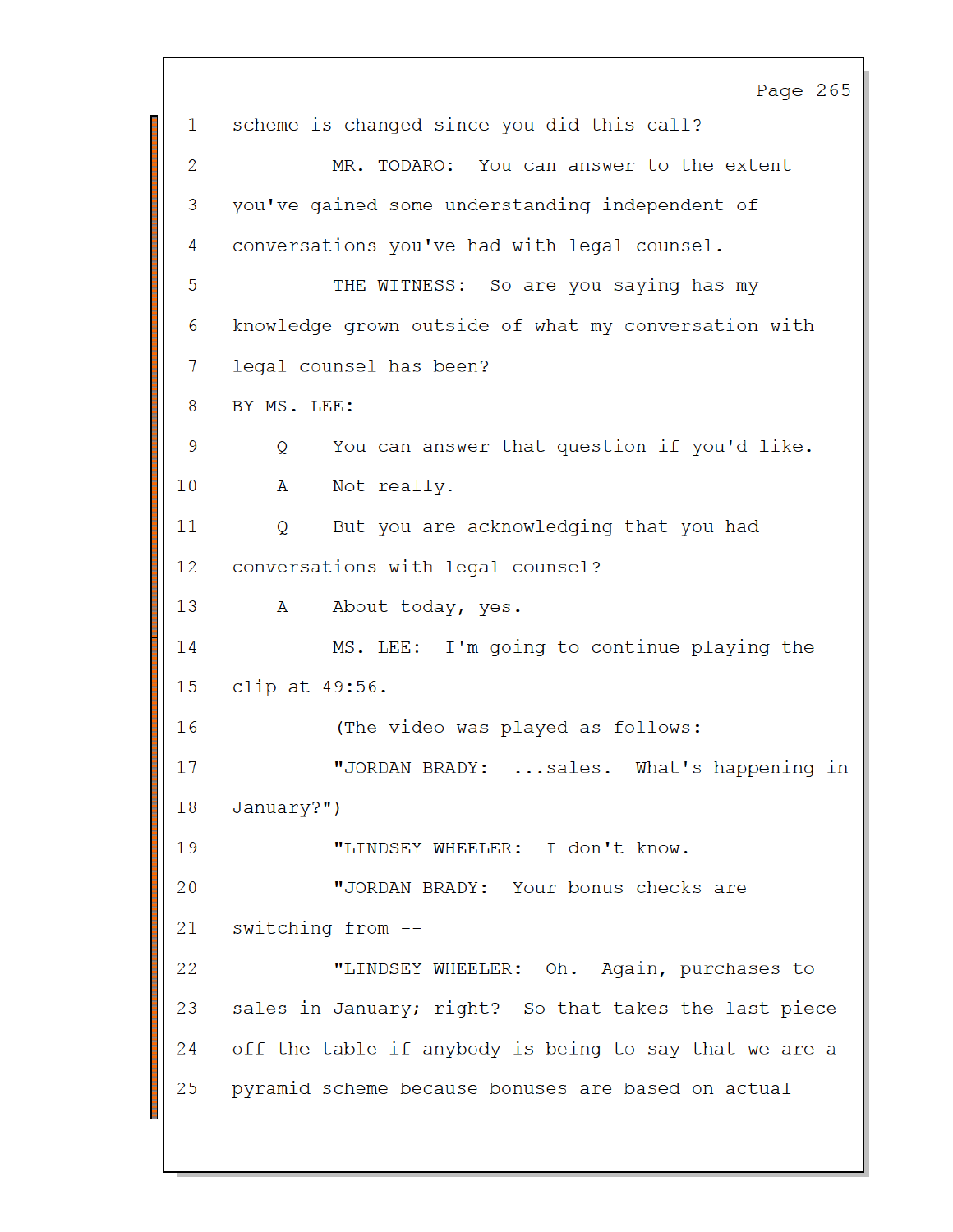1 scheme is changed since you did this call?

2 MR. TODARO: You can answer to the extent

3 you've gained some understanding independent of

4 conversations you've had with legal counsel.

5 THE WITNESS: So are you saying has my

6 knowledge grown outside of what my conversation with

7 legal counsel has been?

8 BY MS. LEE:

9 Q You can answer that question if you'd like.

10 A Not really.

11 Q But you are acknowledging that you had

12 conversations with legal counsel?

13 A About today, yes.

14 MS. LEE: I'm going to continue playing the

15 clip at 49:56.

16 (The video was played as follows:

17 "JORDAN BRADY: ...sales. What's happening in

18 January?")

19 "LINDSEY WHEELER: I don't know.

20 "JORDAN BRADY: Your bonus checks are

21 switching from --

22 "LINDSEY WHEELER: Oh. Again, purchases to

23 sales in January; right? So that takes the last piece

24 off the table if anybody is being to say that we are a

25 pyramid scheme because bonuses are based on actual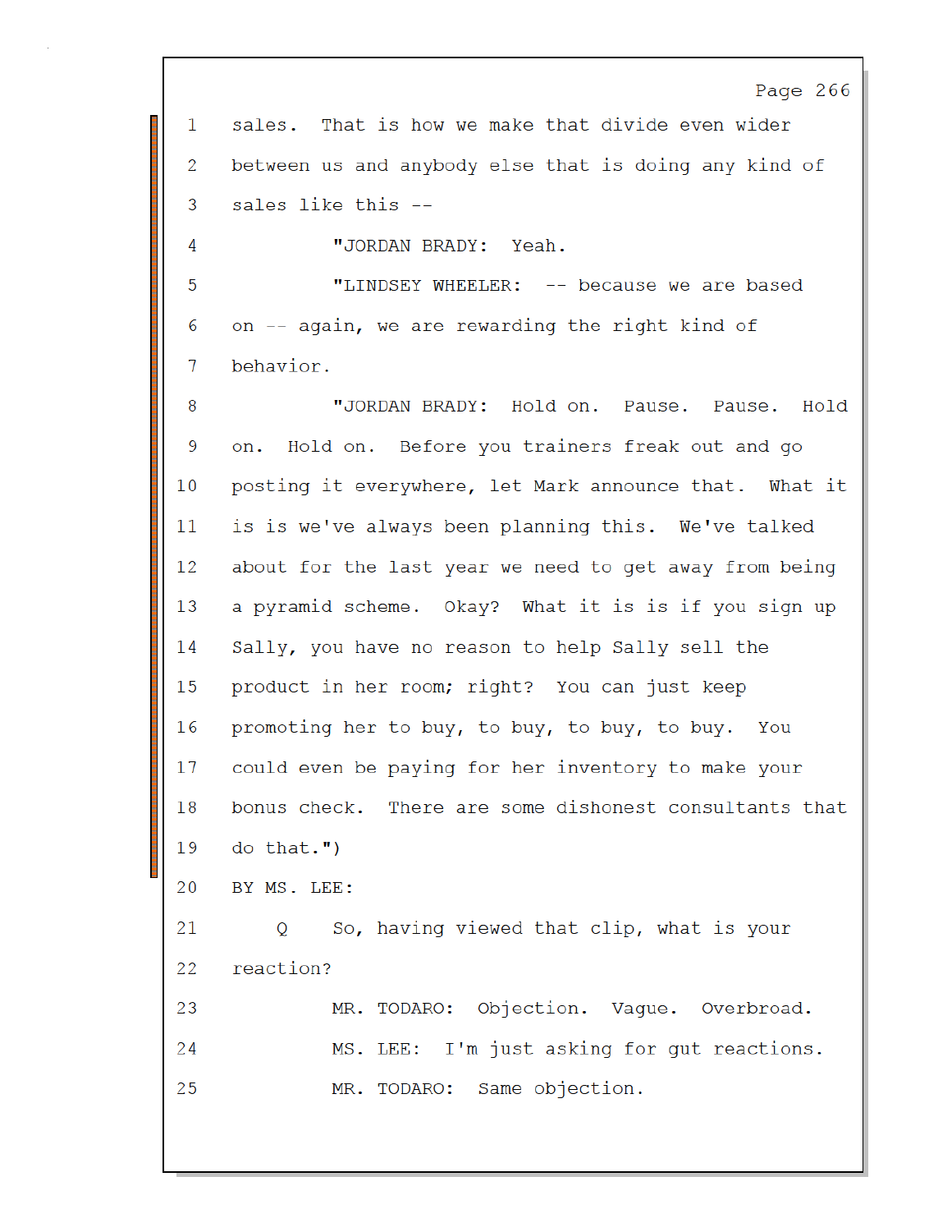1 sales. That is how we make that divide even wider

2 between us and anybody else that is doing any kind of

3 sales like this --

4 "JORDAN BRADY: Yeah.

5 "LINDSEY WHEELER: -- because we are based

6 on -- again, we are rewarding the right kind of

7 behavior.

8 "JORDAN BRADY: Hold on. Pause. Pause. Hold

9 on. Hold on. Before you trainers freak out and go

10 posting it everywhere, let Mark announce that. What it

11 is is we've always been planning this. We've talked

12 about for the last year we need to get away from being

13 a pyramid scheme. Okay? What it is is if you sign up

14 Sally, you have no reason to help Sally sell the

15 product in her room; right? You can just keep

16 promoting her to buy, to buy, to buy, to buy. You

17 could even be paying for her inventory to make your

18 bonus check. There are some dishonest consultants that

19 do that.")

20 BY MS. LEE:

21 Q So, having viewed that clip, what is your

22 reaction?

23 MR. TODARO: Objection. Vague. Overbroad.

24 MS. LEE: I'm just asking for gut reactions.

25 MR. TODARO: Same objection.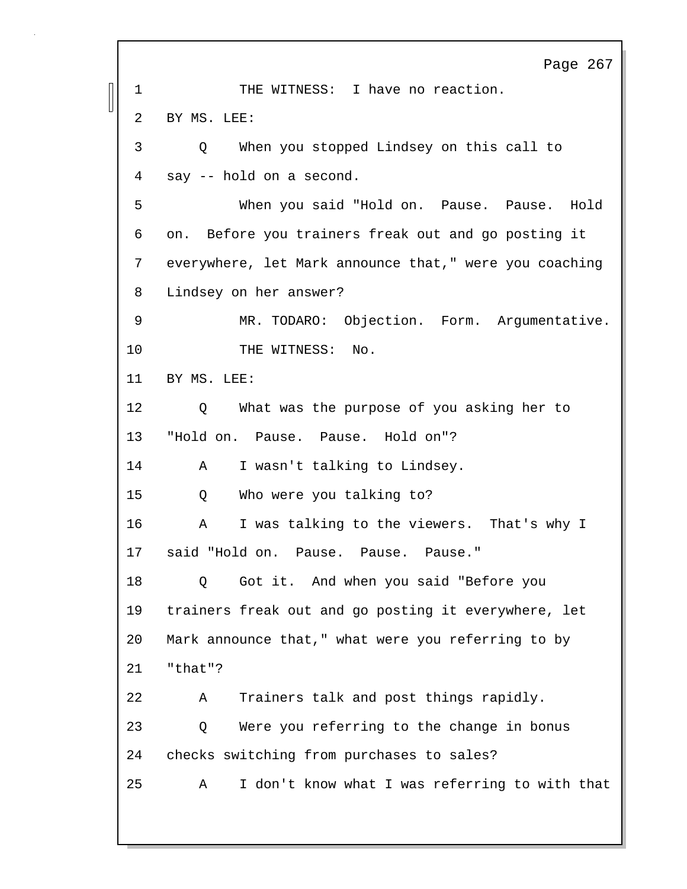1 THE WITNESS: I have no reaction.

2 BY MS. LEE:

3 Q When you stopped Lindsey on this call to

4 say -- hold on a second.

5 When you said "Hold on. Pause. Pause. Hold

6 on. Before you trainers freak out and go posting it

7 everywhere, let Mark announce that," were you coaching

8 Lindsey on her answer?

9 MR. TODARO: Objection. Form. Argumentative.

10 THE WITNESS: No.

11 BY MS. LEE:

12 Q What was the purpose of you asking her to

13 "Hold on. Pause. Pause. Hold on"?

14 A I wasn't talking to Lindsey.

15 Q Who were you talking to?

16 A I was talking to the viewers. That's why I

17 said "Hold on. Pause. Pause. Pause."

18 Q Got it. And when you said "Before you

19 trainers freak out and go posting it everywhere, let

20 Mark announce that," what were you referring to by

21 "that"?

22 A Trainers talk and post things rapidly.

23 Q Were you referring to the change in bonus

24 checks switching from purchases to sales?

25 A I don't know what I was referring to with that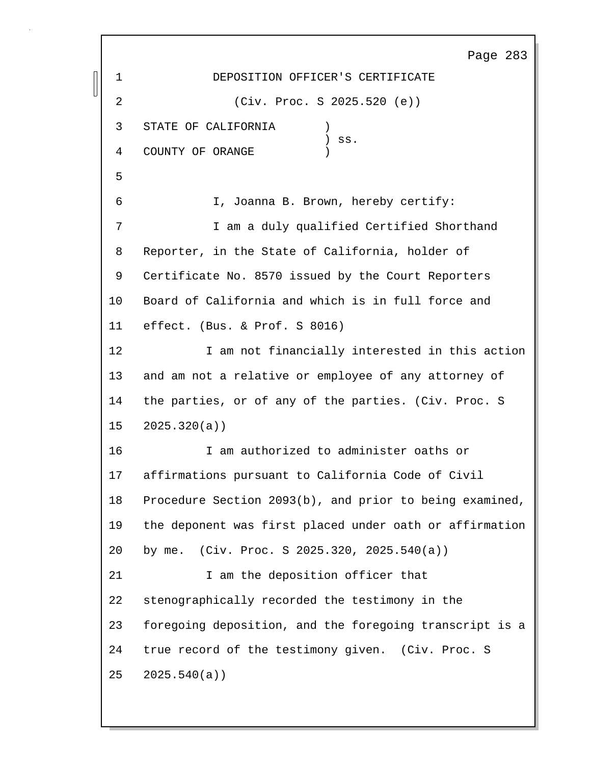# DEPOSITION OFFICER'S CERTIFICATE

(Civ. Proc. S 2025.520 (e))

STATE OF CALIFORNIA )
) ss.
COUNTY OF ORANGE )

I, Joanna B. Brown, hereby certify:

I am a duly qualified Certified Shorthand Reporter, in the State of California, holder of Certificate No. 8570 issued by the Court Reporters Board of California and which is in full force and effect. (Bus. & Prof. S 8016)

I am not financially interested in this action and am not a relative or employee of any attorney of the parties, or of any of the parties. (Civ. Proc. S 2025.320(a))

I am authorized to administer oaths or affirmations pursuant to California Code of Civil Procedure Section 2093(b), and prior to being examined, the deponent was first placed under oath or affirmation by me. (Civ. Proc. S 2025.320, 2025.540(a))

I am the deposition officer that stenographically recorded the testimony in the foregoing deposition, and the foregoing transcript is a true record of the testimony given. (Civ. Proc. S 2025.540(a))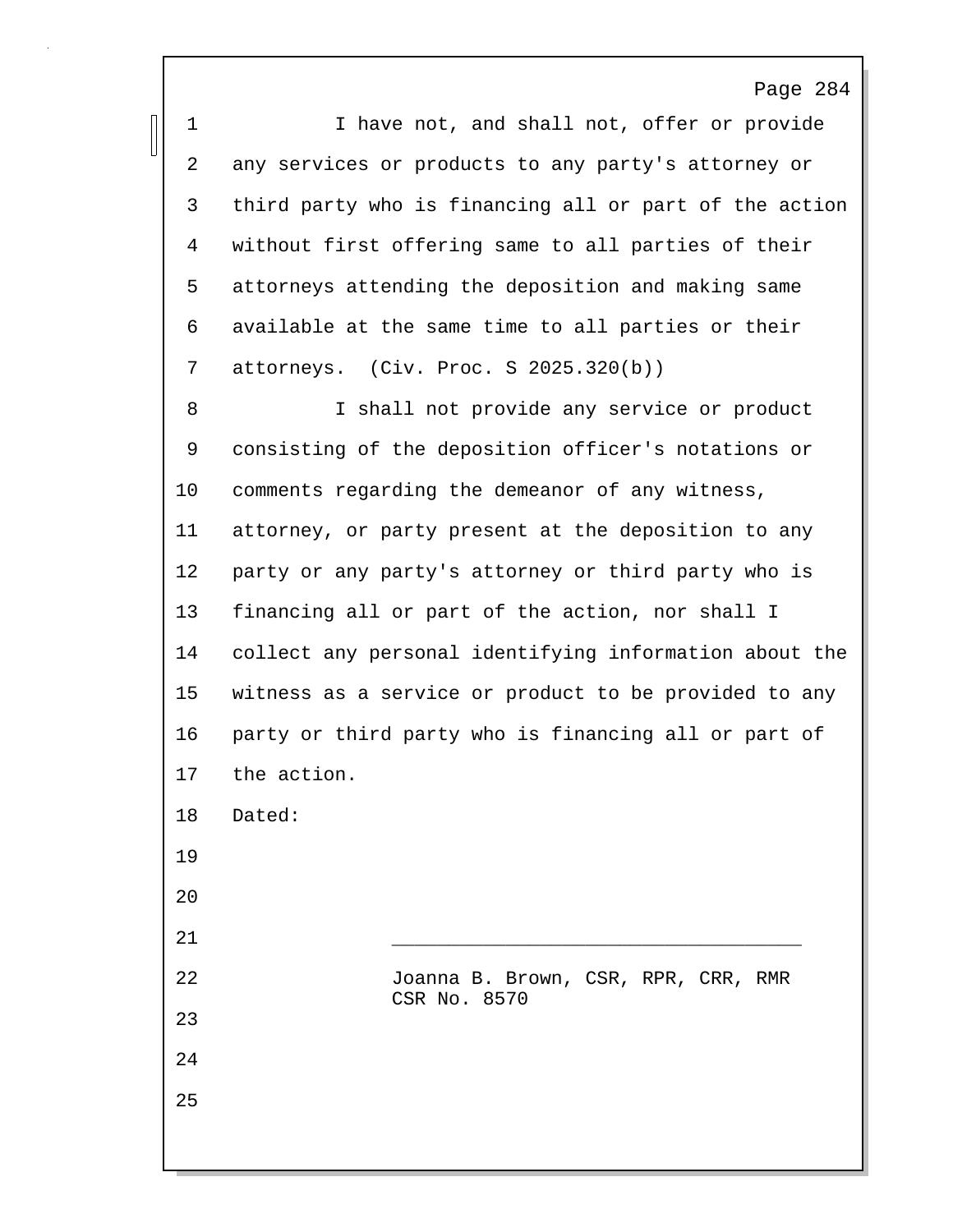I have not, and shall not, offer or provide any services or products to any party's attorney or third party who is financing all or part of the action without first offering same to all parties of their attorneys attending the deposition and making same available at the same time to all parties or their attorneys. (Civ. Proc. S 2025.320(b))

I shall not provide any service or product consisting of the deposition officer's notations or comments regarding the demeanor of any witness, attorney, or party present at the deposition to any party or any party's attorney or third party who is financing all or part of the action, nor shall I collect any personal identifying information about the witness as a service or product to be provided to any party or third party who is financing all or part of the action.

Dated:

_________________________________

Joanna B. Brown, CSR, RPR, CRR, RMR
CSR No. 8570